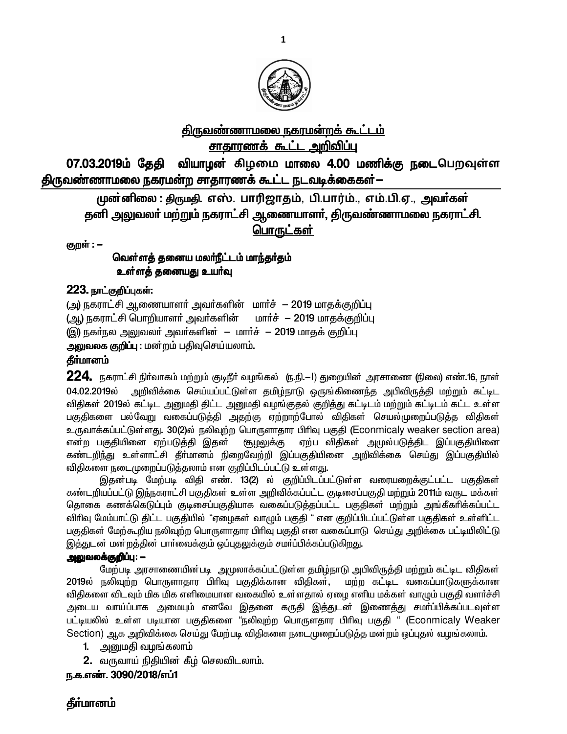# திருவண்ணாமலை நகரமன்றக் கூட்டம்

## சாதாரணக் கூட்ட அறிவிப்பு

**07.03.2019ம் தேதி வியாழன் கிழமை மாலை 4.00 மணிக்கு நடைபெறவுள்ள திருவண்ணாமலை நகரமன்ற சாதாரணக் கூட்ட நடவடிக்கைகள் –**

**முன்னிலை : திருமதி. எஸ். பாரிஜாதம், பி.பார்ம்., எம்.பி.ஏ., அவர்கள்**
**தனி அலுவலர் மற்றும் நகராட்சி ஆணையாளர், திருவண்ணாமலை நகராட்சி.**

**பொருட்கள்**

**குறள் : –**

**வெள்ளத் தனைய மலர்நீட்டம் மாந்தர்தம்**
**உள்ளத் தனையது உயர்வு**

**223. நாட்குறிப்புகள்:**

(அ) நகராட்சி ஆணையாளர் அவர்களின் மார்ச் – 2019 மாதக்குறிப்பு
(ஆ) நகராட்சி பொறியாளர் அவர்களின் மார்ச் – 2019 மாதக்குறிப்பு
(இ) நகர்நல அலுவலர் அவர்களின் – மார்ச் – 2019 மாதக் குறிப்பு

**அலுவலக குறிப்பு** : மன்றம் பதிவுசெய்யலாம்.

**தீர்மானம்**

**224.** நகராட்சி நிர்வாகம் மற்றும் குடிநீர் வழங்கல் (ந.நி.–I) துறையின் அரசாணை (நிலை) எண்.16, நாள் 04.02.2019ல் அறிவிக்கை செய்யப்பட்டுள்ள தமிழ்நாடு ஒருங்கிணைந்த அபிவிருத்தி மற்றும் கட்டிட விதிகள் 2019ல் கட்டிட அனுமதி திட்ட அனுமதி வழங்குதல் குறித்து கட்டிடம் மற்றும் கட்டிடம் கட்ட உள்ள பகுதிகளை பல்வேறு வகைப்படுத்தி அதற்கு ஏற்றாற்போல் விதிகள் செயல்முறைப்படுத்த விதிகள் உருவாக்கப்பட்டுள்ளது. 30(2)ல் நலிவுற்ற பொருளாதார பிரிவு பகுதி (Econmicaly weaker section area) என்ற பகுதியினை ஏற்படுத்தி இதன் சூழலுக்கு ஏற்ப விதிகள் அமுல்படுத்திட இப்பகுதியினை கண்டறிந்து உள்ளாட்சி தீர்மானம் நிறைவேற்றி இப்பகுதியினை அறிவிக்கை செய்து இப்பகுதியில் விதிகளை நடைமுறைப்படுத்தலாம் என குறிப்பிடப்பட்டு உள்ளது.

இதன்படி மேற்படி விதி எண். 13(2) ல் குறிப்பிடப்பட்டுள்ள வரையறைக்குட்பட்ட பகுதிகள் கண்டறியப்பட்டு இந்நகராட்சி பகுதிகள் உள்ள அறிவிக்கப்பட்ட குடிசைப்பகுதி மற்றும் 2011ம் வருட மக்கள் தொகை கணக்கெடுப்பும் குடிசைப்பகுதியாக வகைப்படுத்தப்பட்ட பகுதிகள் மற்றும் அங்கீகரிக்கப்பட்ட விரிவு மேம்பாட்டு திட்ட பகுதியில் "ஏழைகள் வாழும் பகுதி " என குறிப்பிடப்பட்டுள்ள பகுதிகள் உள்ளிட்ட பகுதிகள் மேற்கூறிய நலிவுற்ற பொருளாதார பிரிவு பகுதி என வகைப்பாடு செய்து அறிக்கை பட்டியிலிட்டு இத்துடன் மன்றத்தின் பார்வைக்கும் ஒப்புதலுக்கும் சமர்ப்பிக்கப்படுகிறது.

**அலுவலகக்குறிப்பு: –**

மேற்படி அரசாணையின்படி அமுலாக்கப்பட்டுள்ள தமிழ்நாடு அபிவிருத்தி மற்றும் கட்டிட விதிகள் 2019ல் நலிவுற்ற பொருளாதார பிரிவு பகுதிக்கான விதிகள், மற்ற கட்டிட வகைப்பாடுகளுக்கான விதிகளை விடவும் மிக மிக எளிமையான வகையில் உள்ளதால் ஏழை எளிய மக்கள் வாழும் பகுதி வளர்ச்சி அடைய வாய்ப்பாக அமையும் எனவே இதனை கருதி இத்துடன் இணைத்து சமர்ப்பிக்கப்படவுள்ள பட்டியலில் உள்ள படியான பகுதிகளை "நலிவுற்ற பொருளாதார பிரிவு பகுதி " (Econmicaly Weaker Section) ஆக அறிவிக்கை செய்து மேற்படி விதிகளை நடைமுறைப்படுத்த மன்றம் ஒப்புதல் வழங்கலாம்.

1. அனுமதி வழங்கலாம்
2. வருவாய் நிதியின் கீழ் செலவிடலாம்.

**ந.க.எண். 3090/2018/எப்1**

**தீர்மானம்**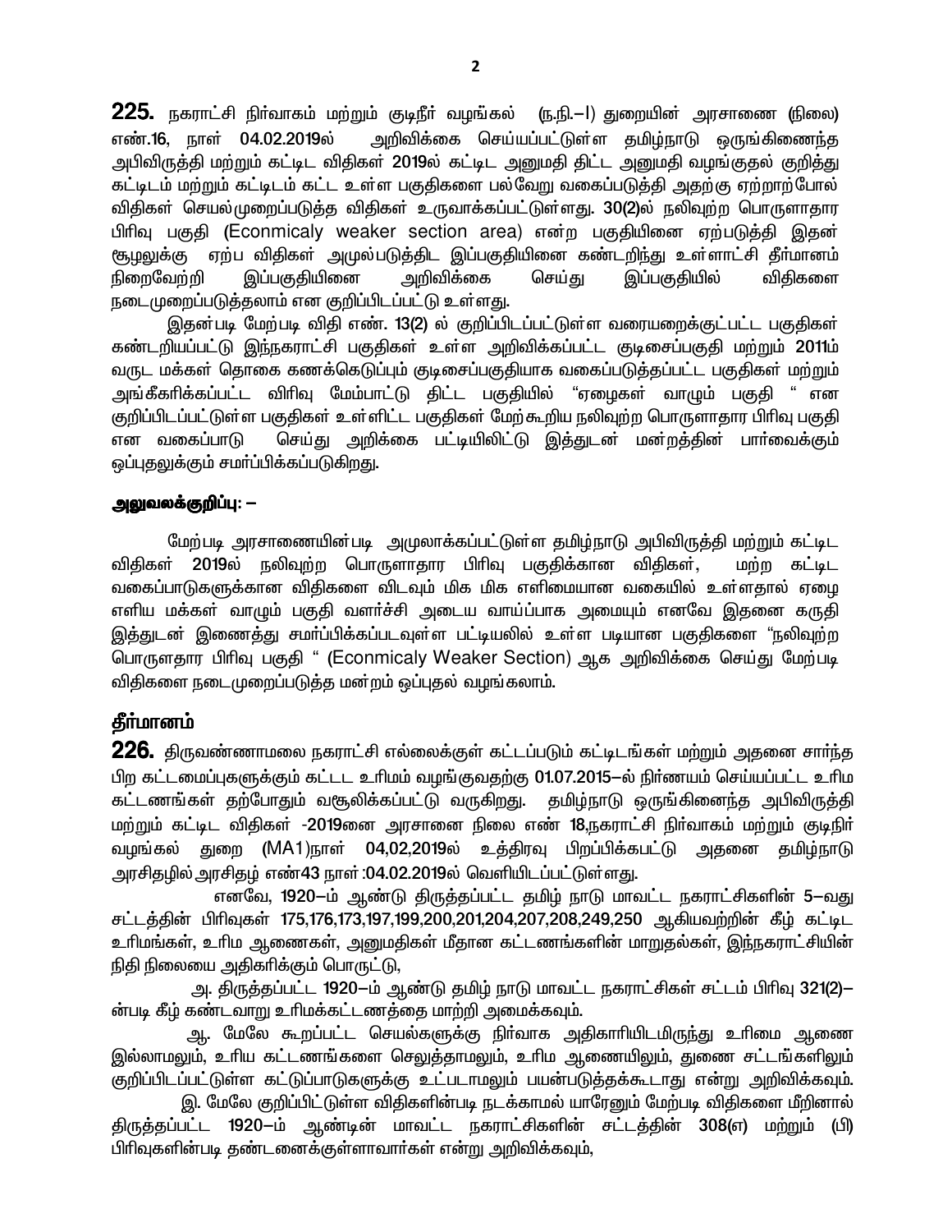**225.** நகராட்சி நிர்வாகம் மற்றும் குடிநீர் வழங்கல் (ந.நி.–I) துறையின் அரசாணை (நிலை) எண்.16, நாள் 04.02.2019ல் அறிவிக்கை செய்யப்பட்டுள்ள தமிழ்நாடு ஒருங்கிணைந்த அபிவிருத்தி மற்றும் கட்டிட விதிகள் 2019ல் கட்டிட அனுமதி திட்ட அனுமதி வழங்குதல் குறித்து கட்டிடம் மற்றும் கட்டிடம் கட்ட உள்ள பகுதிகளை பல்வேறு வகைப்படுத்தி அதற்கு ஏற்றாற்போல் விதிகள் செயல்முறைப்படுத்த விதிகள் உருவாக்கப்பட்டுள்ளது. 30(2)ல் நலிவுற்ற பொருளாதார பிரிவு பகுதி (Econmicaly weaker section area) என்ற பகுதியினை ஏற்படுத்தி இதன் சூழலுக்கு ஏற்ப விதிகள் அமுல்படுத்திட இப்பகுதியினை கண்டறிந்து உள்ளாட்சி தீர்மானம் நிறைவேற்றி இப்பகுதியினை அறிவிக்கை செய்து இப்பகுதியில் விதிகளை நடைமுறைப்படுத்தலாம் என குறிப்பிடப்பட்டு உள்ளது.

இதன்படி மேற்படி விதி எண். 13(2) ல் குறிப்பிடப்பட்டுள்ள வரையறைக்குட்பட்ட பகுதிகள் கண்டறியப்பட்டு இந்நகராட்சி பகுதிகள் உள்ள அறிவிக்கப்பட்ட குடிசைப்பகுதி மற்றும் 2011ம் வருட மக்கள் தொகை கணக்கெடுப்பும் குடிசைப்பகுதியாக வகைப்படுத்தப்பட்ட பகுதிகள் மற்றும் அங்கீகரிக்கப்பட்ட விரிவு மேம்பாட்டு திட்ட பகுதியில் "ஏழைகள் வாழும் பகுதி " என குறிப்பிடப்பட்டுள்ள பகுதிகள் உள்ளிட்ட பகுதிகள் மேற்கூறிய நலிவுற்ற பொருளாதார பிரிவு பகுதி என வகைப்பாடு செய்து அறிக்கை பட்டியலிட்டு இத்துடன் மன்றத்தின் பார்வைக்கும் ஒப்புதலுக்கும் சமர்ப்பிக்கப்படுகிறது.

**அலுவலக்குறிப்பு: –**

மேற்படி அரசாணையின்படி அமுலாக்கப்பட்டுள்ள தமிழ்நாடு அபிவிருத்தி மற்றும் கட்டிட விதிகள் 2019ல் நலிவுற்ற பொருளாதார பிரிவு பகுதிக்கான விதிகள், மற்ற கட்டிட வகைப்பாடுகளுக்கான விதிகளை விடவும் மிக மிக எளிமையான வகையில் உள்ளதால் ஏழை எளிய மக்கள் வாழும் பகுதி வளர்ச்சி அடைய வாய்ப்பாக அமையும் எனவே இதனை கருதி இத்துடன் இணைத்து சமர்ப்பிக்கப்படவுள்ள பட்டியலில் உள்ள படியான பகுதிகளை "நலிவுற்ற பொருளாதார பிரிவு பகுதி " (Econmicaly Weaker Section) ஆக அறிவிக்கை செய்து மேற்படி விதிகளை நடைமுறைப்படுத்த மன்றம் ஒப்புதல் வழங்கலாம்.

**தீர்மானம்**

**226.** திருவண்ணாமலை நகராட்சி எல்லைக்குள் கட்டப்படும் கட்டிடங்கள் மற்றும் அதனை சார்ந்த பிற கட்டமைப்புகளுக்கும் கட்டட உரிமம் வழங்குவதற்கு 01.07.2015–ல் நிர்ணயம் செய்யப்பட்ட உரிம கட்டணங்கள் தற்போதும் வசூலிக்கப்பட்டு வருகிறது. தமிழ்நாடு ஒருங்கினைந்த அபிவிருத்தி மற்றும் கட்டிட விதிகள் -2019னை அரசானை நிலை எண் 18,நகராட்சி நிர்வாகம் மற்றும் குடிநீர் வழங்கல் துறை (MA1)நாள் 04,02,2019ல் உத்திரவு பிறப்பிக்கபட்டு அதனை தமிழ்நாடு அரசிதழில் அரசிதழ் எண்43 நாள் :04.02.2019ல் வெளியிடப்பட்டுள்ளது.

எனவே, 1920–ம் ஆண்டு திருத்தப்பட்ட தமிழ் நாடு மாவட்ட நகராட்சிகளின் 5–வது சட்டத்தின் பிரிவுகள் 175,176,173,197,199,200,201,204,207,208,249,250 ஆகியவற்றின் கீழ் கட்டிட உரிமங்கள், உரிம ஆணைகள், அனுமதிகள் மீதான கட்டணங்களின் மாறுதல்கள், இந்நகராட்சியின் நிதி நிலையை அதிகரிக்கும் பொருட்டு,

அ. திருத்தப்பட்ட 1920–ம் ஆண்டு தமிழ் நாடு மாவட்ட நகராட்சிகள் சட்டம் பிரிவு 321(2)–ன்படி கீழ் கண்டவாறு உரிமக்கட்டணத்தை மாற்றி அமைக்கவும்.

ஆ. மேலே கூறப்பட்ட செயல்களுக்கு நிர்வாக அதிகாரியிடமிருந்து உரிமை ஆணை இல்லாமலும், உரிய கட்டணங்களை செலுத்தாமலும், உரிம ஆணையிலும், துணை சட்டங்களிலும் குறிப்பிடப்பட்டுள்ள கட்டுப்பாடுகளுக்கு உட்படாமலும் பயன்படுத்தக்கூடாது என்று அறிவிக்கவும்.

இ. மேலே குறிப்பிட்டுள்ள விதிகளின்படி நடக்காமல் யாரேனும் மேற்படி விதிகளை மீறினால் திருத்தப்பட்ட 1920–ம் ஆண்டின் மாவட்ட நகராட்சிகளின் சட்டத்தின் 308(எ) மற்றும் (பி) பிரிவுகளின்படி தண்டனைக்குள்ளாவார்கள் என்று அறிவிக்கவும்,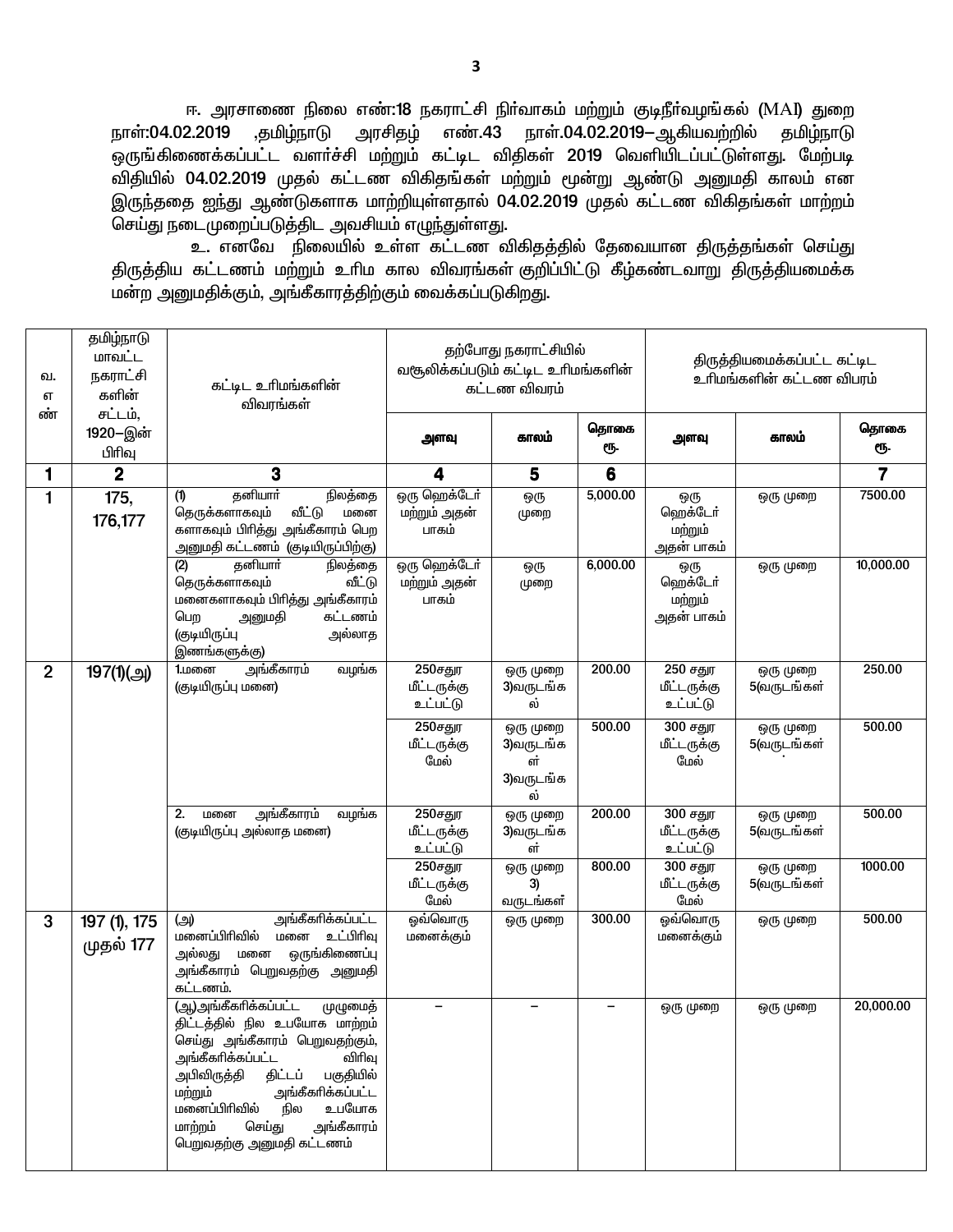ஈ. அரசாணை நிலை எண்:18 நகராட்சி நிர்வாகம் மற்றும் குடிநீர்வழங்கல் (MAI) துறை நாள்:04.02.2019 ,தமிழ்நாடு அரசிதழ் எண்.43 நாள்.04.02.2019–ஆகியவற்றில் தமிழ்நாடு ஒருங்கிணைக்கப்பட்ட வளர்ச்சி மற்றும் கட்டிட விதிகள் 2019 வெளியிடப்பட்டுள்ளது. மேற்படி விதியில் 04.02.2019 முதல் கட்டண விகிதங்கள் மற்றும் மூன்று ஆண்டு அனுமதி காலம் என இருந்ததை ஐந்து ஆண்டுகளாக மாற்றியுள்ளதால் 04.02.2019 முதல் கட்டண விகிதங்கள் மாற்றம் செய்து நடைமுறைப்படுத்திட அவசியம் எழுந்துள்ளது.

உ. எனவே நிலையில் உள்ள கட்டண விகிதத்தில் தேவையான திருத்தங்கள் செய்து திருத்திய கட்டணம் மற்றும் உரிம கால விவரங்கள் குறிப்பிட்டு கீழ்கண்டவாறு திருத்தியமைக்க மன்ற அனுமதிக்கும், அங்கீகாரத்திற்கும் வைக்கப்படுகிறது.

| வ. எண் | தமிழ்நாடு மாவட்ட நகராட்சி களின் சட்டம், 1920–இன் பிரிவு | கட்டிட உரிமங்களின் விவரங்கள் | தற்போது நகராட்சியில் வசூலிக்கப்படும் கட்டிட உரிமங்களின் கட்டண விவரம் | | | திருத்தியமைக்கப்பட்ட கட்டிட உரிமங்களின் கட்டண விவரம் | | |
|---|---|---|---|---|---|---|---|---|
| | | | அளவு | காலம் | தொகை ரூ. | அளவு | காலம் | தொகை ரூ. |
| 1 | 2 | 3 | 4 | 5 | 6 | | | 7 |
| 1 | 175, 176,177 | (1) தனியார் நிலத்தை தெருக்களாகவும் வீட்டு மனை களாகவும் பிரித்து அங்கீகாரம் பெற அனுமதி கட்டணம் (குடியிருப்பிற்கு) | ஒரு ஹெக்டேர் மற்றும் அதன் பாகம் | ஒரு முறை | 5,000.00 | ஒரு ஹெக்டேர் மற்றும் அதன் பாகம் | ஒரு முறை | 7500.00 |
| | | (2) தனியார் நிலத்தை தெருக்களாகவும் வீட்டு மனைகளாகவும் பிரித்து அங்கீகாரம் பெற அனுமதி கட்டணம் (குடியிருப்பு அல்லாத இணங்களுக்கு) | ஒரு ஹெக்டேர் மற்றும் அதன் பாகம் | ஒரு முறை | 6,000.00 | ஒரு ஹெக்டேர் மற்றும் அதன் பாகம் | ஒரு முறை | 10,000.00 |
| 2 | 197(1)(அ) | 1.மனை அங்கீகாரம் வழங்க (குடியிருப்பு மனை) | 250சதுர மீட்டருக்கு உட்பட்டு | ஒரு முறை 3)வருடங்கல் | 200.00 | 250 சதுர மீட்டருக்கு உட்பட்டு | ஒரு முறை 5(வருடங்கள் | 250.00 |
| | | | 250சதுர மீட்டருக்கு மேல் | ஒரு முறை 3)வருடங்கள் 3)வருடங்கல் | 500.00 | 300 சதுர மீட்டருக்கு மேல் | ஒரு முறை 5(வருடங்கள் | 500.00 |
| | | 2. மனை அங்கீகாரம் வழங்க (குடியிருப்பு அல்லாத மனை) | 250சதுர மீட்டருக்கு உட்பட்டு | ஒரு முறை 3)வருடங்கள் | 200.00 | 300 சதுர மீட்டருக்கு உட்பட்டு | ஒரு முறை 5(வருடங்கள் | 500.00 |
| | | | 250சதுர மீட்டருக்கு மேல் | ஒரு முறை 3) வருடங்கள் | 800.00 | 300 சதுர மீட்டருக்கு மேல் | ஒரு முறை 5(வருடங்கள் | 1000.00 |
| 3 | 197 (1), 175 முதல் 177 | (அ) அங்கீகரிக்கப்பட்ட மனைப்பிரிவில் மனை உட்பிரிவு அல்லது மனை ஒருங்கிணைப்பு அங்கீகாரம் பெறுவதற்கு அனுமதி கட்டணம். | ஒவ்வொரு மனைக்கும் | ஒரு முறை | 300.00 | ஒவ்வொரு மனைக்கும் | ஒரு முறை | 500.00 |
| | | (ஆ)அங்கீகரிக்கப்பட்ட முழுமைத் திட்டத்தில் நில உபயோக மாற்றம் செய்து அங்கீகாரம் பெறுவதற்கும், அங்கீகரிக்கப்பட்ட விரிவு அபிவிருத்தி திட்டப் பகுதியில் மற்றும் அங்கீகரிக்கப்பட்ட மனைப்பிரிவில் நில உபயோக மாற்றம் செய்து அங்கீகாரம் பெறுவதற்கு அனுமதி கட்டணம் | – | – | – | ஒரு முறை | ஒரு முறை | 20,000.00 |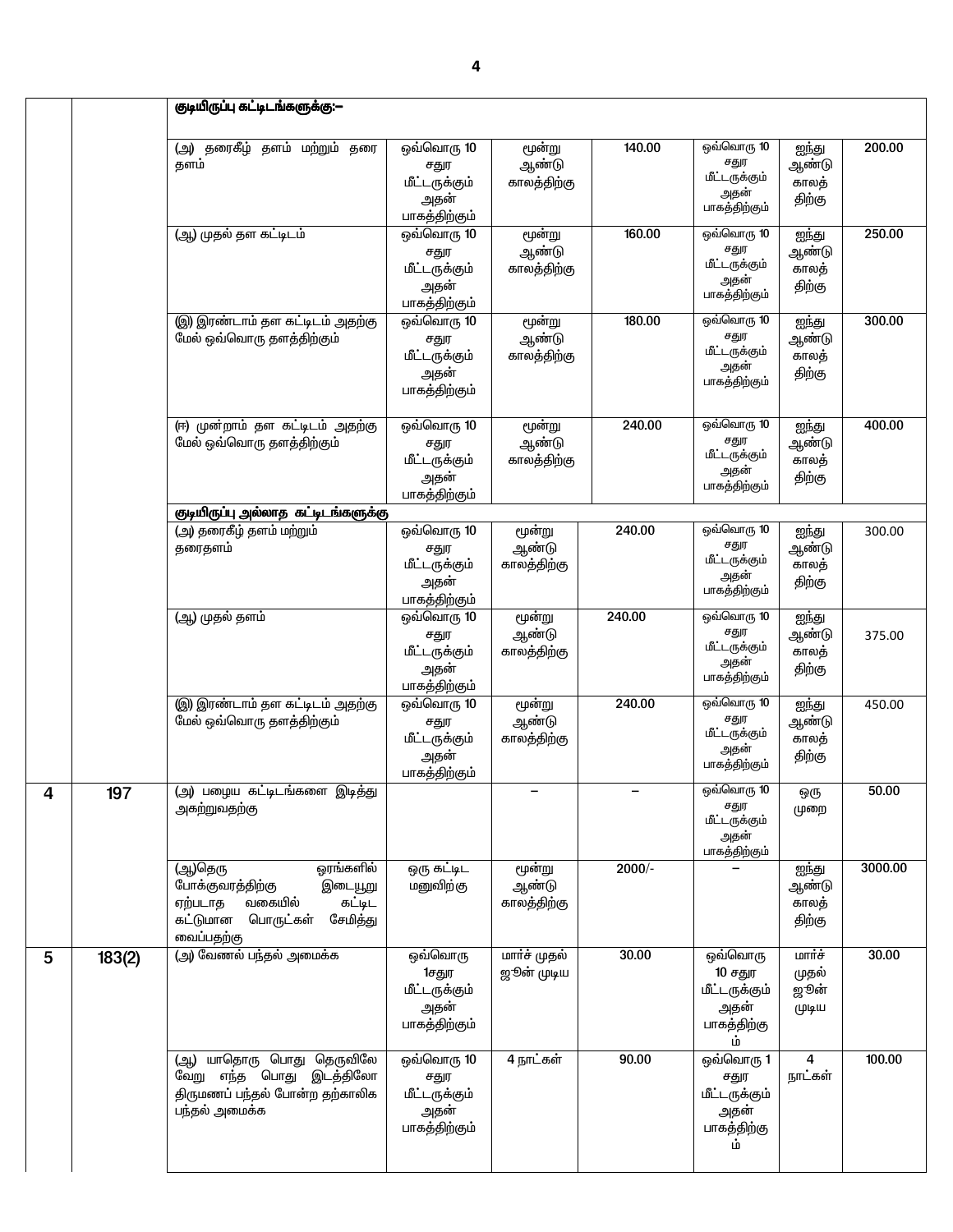| | | | | | | | | |
|---|---|---|---|---|---|---|---|---|
| | | **குடியிருப்பு கட்டிடங்களுக்கு:—** | | | | | | |
| | | (அ) தரைகீழ் தளம் மற்றும் தரை தளம் | ஒவ்வொரு 10 சதுர மீட்டருக்கும் அதன் பாகத்திற்கும் | மூன்று ஆண்டு காலத்திற்கு | 140.00 | ஒவ்வொரு 10 சதுர மீட்டருக்கும் அதன் பாகத்திற்கும் | ஐந்து ஆண்டு காலத் திற்கு | 200.00 |
| | | (ஆ) முதல் தள கட்டிடம் | ஒவ்வொரு 10 சதுர மீட்டருக்கும் அதன் பாகத்திற்கும் | மூன்று ஆண்டு காலத்திற்கு | 160.00 | ஒவ்வொரு 10 சதுர மீட்டருக்கும் அதன் பாகத்திற்கும் | ஐந்து ஆண்டு காலத் திற்கு | 250.00 |
| | | (இ) இரண்டாம் தள கட்டிடம் அதற்கு மேல் ஒவ்வொரு தளத்திற்கும் | ஒவ்வொரு 10 சதுர மீட்டருக்கும் அதன் பாகத்திற்கும் | மூன்று ஆண்டு காலத்திற்கு | 180.00 | ஒவ்வொரு 10 சதுர மீட்டருக்கும் அதன் பாகத்திற்கும் | ஐந்து ஆண்டு காலத் திற்கு | 300.00 |
| | | (ஈ) முன்றாம் தள கட்டிடம் அதற்கு மேல் ஒவ்வொரு தளத்திற்கும் | ஒவ்வொரு 10 சதுர மீட்டருக்கும் அதன் பாகத்திற்கும் | மூன்று ஆண்டு காலத்திற்கு | 240.00 | ஒவ்வொரு 10 சதுர மீட்டருக்கும் அதன் பாகத்திற்கும் | ஐந்து ஆண்டு காலத் திற்கு | 400.00 |
| | | **குடியிருப்பு அல்லாத கட்டிடங்களுக்கு** | | | | | | |
| | | (அ) தரைகீழ் தளம் மற்றும் தரைதளம் | ஒவ்வொரு 10 சதுர மீட்டருக்கும் அதன் பாகத்திற்கும் | மூன்று ஆண்டு காலத்திற்கு | 240.00 | ஒவ்வொரு 10 சதுர மீட்டருக்கும் அதன் பாகத்திற்கும் | ஐந்து ஆண்டு காலத் திற்கு | 300.00 |
| | | (ஆ) முதல் தளம் | ஒவ்வொரு 10 சதுர மீட்டருக்கும் அதன் பாகத்திற்கும் | மூன்று ஆண்டு காலத்திற்கு | 240.00 | ஒவ்வொரு 10 சதுர மீட்டருக்கும் அதன் பாகத்திற்கும் | ஐந்து ஆண்டு காலத் திற்கு | 375.00 |
| | | (இ) இரண்டாம் தள கட்டிடம் அதற்கு மேல் ஒவ்வொரு தளத்திற்கும் | ஒவ்வொரு 10 சதுர மீட்டருக்கும் அதன் பாகத்திற்கும் | மூன்று ஆண்டு காலத்திற்கு | 240.00 | ஒவ்வொரு 10 சதுர மீட்டருக்கும் அதன் பாகத்திற்கும் | ஐந்து ஆண்டு காலத் திற்கு | 450.00 |
| 4 | 197 | (அ) பழைய கட்டிடங்களை இடித்து அகற்றுவதற்கு | | – | – | ஒவ்வொரு 10 சதுர மீட்டருக்கும் அதன் பாகத்திற்கும் | ஒரு முறை | 50.00 |
| | | (ஆ)தெரு ஓரங்களில் போக்குவரத்திற்கு இடையூறு ஏற்படாத வகையில் கட்டிட கட்டுமான பொருட்கள் சேமித்து வைப்பதற்கு | ஒரு கட்டிட மனுவிற்கு | மூன்று ஆண்டு காலத்திற்கு | 2000/- | – | ஐந்து ஆண்டு காலத் திற்கு | 3000.00 |
| 5 | 183(2) | (அ) வேணல் பந்தல் அமைக்க | ஒவ்வொரு 1சதுர மீட்டருக்கும் அதன் பாகத்திற்கும் | மார்ச் முதல் ஜூன் முடிய | 30.00 | ஒவ்வொரு 10 சதுர மீட்டருக்கும் அதன் பாகத்திற்கு ம் | மார்ச் முதல் ஜூன் முடிய | 30.00 |
| | | (ஆ) யாதொரு பொது தெருவிலே வேறு எந்த பொது இடத்திலோ திருமணப் பந்தல் போன்ற தற்காலிக பந்தல் அமைக்க | ஒவ்வொரு 10 சதுர மீட்டருக்கும் அதன் பாகத்திற்கும் | 4 நாட்கள் | 90.00 | ஒவ்வொரு 1 சதுர மீட்டருக்கும் அதன் பாகத்திற்கு ம் | 4 நாட்கள் | 100.00 |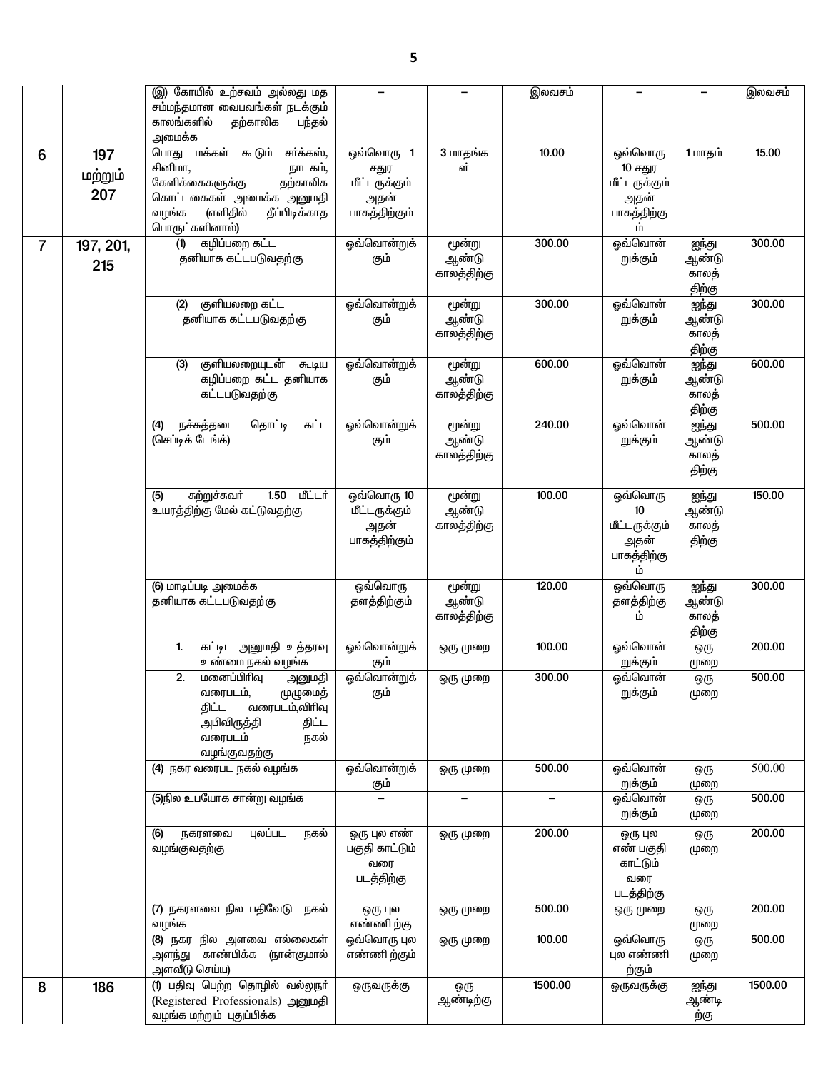| | | | | | | | |
|---|---|---|---|---|---|---|---|
| | | (இ) கோயில் உற்சவம் அல்லது மத சம்மந்தமான வைபவங்கள் நடக்கும் காலங்களில் தற்காலிக பந்தல் அமைக்க | – | – | இலவசம் | – | – | இலவசம் |
| 6 | 197 மற்றும் 207 | பொது மக்கள் கூடும் சர்க்கஸ், சினிமா, நாடகம், கேளிக்கைகளுக்கு தற்காலிக கொட்டகைகள் அமைக்க அனுமதி வழங்க (எளிதில் தீப்பிடிக்காத பொருட்களினால்) | ஒவ்வொரு 1 சதுர மீட்டருக்கும் அதன் பாகத்திற்கும் | 3 மாதங்கள் | 10.00 | ஒவ்வொரு 10 சதுர மீட்டருக்கும் அதன் பாகத்திற்கும் | 1 மாதம் | 15.00 |
| 7 | 197, 201, 215 | (1) கழிப்பறை கட்ட தனியாக கட்டபடுவதற்கு | ஒவ்வொன்றுக்கும் | மூன்று ஆண்டு காலத்திற்கு | 300.00 | ஒவ்வொன்றுக்கும் | ஐந்து ஆண்டு காலத்திற்கு | 300.00 |
| | | (2) குளியலறை கட்ட தனியாக கட்டபடுவதற்கு | ஒவ்வொன்றுக்கும் | மூன்று ஆண்டு காலத்திற்கு | 300.00 | ஒவ்வொன்றுக்கும் | ஐந்து ஆண்டு காலத்திற்கு | 300.00 |
| | | (3) குளியலறையுடன் கூடிய கழிப்பறை கட்ட தனியாக கட்டபடுவதற்கு | ஒவ்வொன்றுக்கும் | மூன்று ஆண்டு காலத்திற்கு | 600.00 | ஒவ்வொன்றுக்கும் | ஐந்து ஆண்டு காலத்திற்கு | 600.00 |
| | | (4) நச்சுத்தடை தொட்டி கட்ட (செப்டிக் டேங்க்) | ஒவ்வொன்றுக்கும் | மூன்று ஆண்டு காலத்திற்கு | 240.00 | ஒவ்வொன்றுக்கும் | ஐந்து ஆண்டு காலத்திற்கு | 500.00 |
| | | (5) சுற்றுச்சுவர் 1.50 மீட்டர் உயரத்திற்கு மேல் கட்டுவதற்கு | ஒவ்வொரு 10 மீட்டருக்கும் அதன் பாகத்திற்கும் | மூன்று ஆண்டு காலத்திற்கு | 100.00 | ஒவ்வொரு 10 மீட்டருக்கும் அதன் பாகத்திற்கும் | ஐந்து ஆண்டு காலத்திற்கு | 150.00 |
| | | (6) மாடிப்படி அமைக்க தனியாக கட்டபடுவதற்கு | ஒவ்வொரு தளத்திற்கும் | மூன்று ஆண்டு காலத்திற்கு | 120.00 | ஒவ்வொரு தளத்திற்கும் | ஐந்து ஆண்டு காலத்திற்கு | 300.00 |
| | | 1. கட்டிட அனுமதி உத்தரவு உண்மை நகல் வழங்க | ஒவ்வொன்றுக்கும் | ஒரு முறை | 100.00 | ஒவ்வொன்றுக்கும் | ஒரு முறை | 200.00 |
| | | 2. மனைப்பிரிவு அனுமதி வரைபடம், முழுமைத் திட்ட வரைபடம்,விரிவு அபிவிருத்தி திட்ட வரைபடம் நகல் வழங்குவதற்கு | ஒவ்வொன்றுக்கும் | ஒரு முறை | 300.00 | ஒவ்வொன்றுக்கும் | ஒரு முறை | 500.00 |
| | | (4) நகர வரைபட நகல் வழங்க | ஒவ்வொன்றுக்கும் | ஒரு முறை | 500.00 | ஒவ்வொன்றுக்கும் | ஒரு முறை | 500.00 |
| | | (5)நில உபயோக சான்று வழங்க | – | – | – | ஒவ்வொன்றுக்கும் | ஒரு முறை | 500.00 |
| | | (6) நகரளவை புலப்பட நகல் வழங்குவதற்கு | ஒரு புல எண் பகுதி காட்டும் வரை படத்திற்கு | ஒரு முறை | 200.00 | ஒரு புல எண் பகுதி காட்டும் வரை படத்திற்கு | ஒரு முறை | 200.00 |
| | | (7) நகரளவை நில பதிவேடு நகல் வழங்க | ஒரு புல எண்ணிற்கு | ஒரு முறை | 500.00 | ஒரு முறை | ஒரு முறை | 200.00 |
| | | (8) நகர நில அளவை எல்லைகள் அளந்து காண்பிக்க (நான்குமால் அளவீடு செய்ய) | ஒவ்வொரு புல எண்ணிற்கும் | ஒரு முறை | 100.00 | ஒவ்வொரு புல எண்ணிற்கும் | ஒரு முறை | 500.00 |
| 8 | 186 | (1) பதிவு பெற்ற தொழில் வல்லுநர் (Registered Professionals) அனுமதி வழங்க மற்றும் புதுப்பிக்க | ஒருவருக்கு | ஒரு ஆண்டிற்கு | 1500.00 | ஒருவருக்கு | ஐந்து ஆண்டிற்கு | 1500.00 |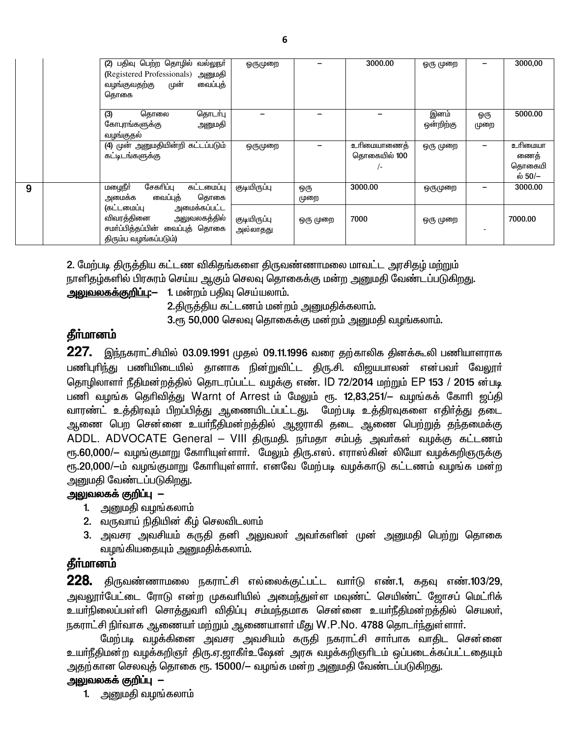| | | | | | | | | |
|---|---|---|---|---|---|---|---|---|
| | | (2) பதிவு பெற்ற தொழில் வல்லுநர் (Registered Professionals) அனுமதி வழங்குவதற்கு முன் வைப்புத் தொகை | ஒருமுறை | – | 3000.00 | ஒரு முறை | – | 3000,00 |
| | | (3) தொலை தொடர்பு கோபுரங்களுக்கு அனுமதி வழங்குதல் | – | – | – | இனம் ஒன்றிற்கு | ஒரு முறை | 5000.00 |
| | | (4) முன் அனுமதியின்றி கட்டப்படும் கட்டிடங்களுக்கு | ஒருமுறை | – | உரிமையாணைத் தொகையில் 100 /- | ஒரு முறை | – | உரிமையாணைத் தொகையில் 50/– |
| 9 | | மழைநீர் சேகரிப்பு கட்டமைப்பு அமைக்க வைப்புத் தொகை (கட்டமைப்பு அமைக்கப்பட்ட விவரத்தினை அலுவலகத்தில் சமர்ப்பித்தப்பின் வைப்புத் தொகை திரும்ப வழங்கப்படும்) | குடியிருப்பு | ஒரு முறை | 3000.00 | ஒருமுறை | – | 3000.00 |
| | | | குடியிருப்பு அல்லாதது | ஒரு முறை | 7000 | ஒரு முறை | - | 7000.00 |

2. மேற்படி திருத்திய கட்டண விகிதங்களை திருவண்ணாமலை மாவட்ட அரசிதழ் மற்றும் நாளிதழ்களில் பிரசுரம் செய்ய ஆகும் செலவு தொகைக்கு மன்ற அனுமதி வேண்டப்படுகிறது.

**அலுவலகக்குறிப்பு:–** 1. மன்றம் பதிவு செய்யலாம்.

2.திருத்திய கட்டணம் மன்றம் அனுமதிக்கலாம்.

3.ரூ 50,000 செலவு தொகைக்கு மன்றம் அனுமதி வழங்கலாம்.

## தீர்மானம்

**227.** இந்நகராட்சியில் 03.09.1991 முதல் 09.11.1996 வரை தற்காலிக தினக்கூலி பணியாளராக பணிபுரிந்து பணியிடையில் தானாக நின்றுவிட்ட திரு.சி. விஜயபாலன் என்பவர் வேலூர் தொழிலாளர் நீதிமன்றத்தில் தொடரப்பட்ட வழக்கு எண். ID 72/2014 மற்றும் EP 153 / 2015 ன்படி பணி வழங்க தெரிவித்து Warnt of Arrest ம் மேலும் ரூ. 12,83,251/– வழங்கக் கோரி ஜப்தி வாரண்ட் உத்தரவும் பிறப்பித்து ஆணையிடப்பட்டது. மேற்படி உத்தரவுகளை எதிர்த்து தடை ஆணை பெற சென்னை உயர்நீதிமன்றத்தில் ஆஜராகி தடை ஆணை பெற்றுத் தந்தமைக்கு ADDL. ADVOCATE General – VIII திருமதி. நர்மதா சம்பத் அவர்கள் வழக்கு கட்டணம் ரூ.60,000/– வழங்குமாறு கோரியுள்ளார். மேலும் திரு.எஸ். எராஸ்கின் லியோ வழக்கறிஞருக்கு ரூ.20,000/–ம் வழங்குமாறு கோரியுள்ளார். எனவே மேற்படி வழக்காடு கட்டணம் வழங்க மன்ற அனுமதி வேண்டப்படுகிறது.

**அலுவலகக் குறிப்பு –**

1. அனுமதி வழங்கலாம்
2. வருவாய் நிதியின் கீழ் செலவிடலாம்
3. அவசர அவசியம் கருதி தனி அலுவலர் அவர்களின் முன் அனுமதி பெற்று தொகை வழங்கியதையும் அனுமதிக்கலாம்.

## தீர்மானம்

**228.** திருவண்ணாமலை நகராட்சி எல்லைக்குட்பட்ட வார்டு எண்.1, கதவு எண்.103/29, அவலூர்பேட்டை ரோடு என்ற முகவரியில் அமைந்துள்ள மவுண்ட் செயிண்ட் ஜோசப் மெட்ரிக் உயர்நிலைப்பள்ளி சொத்துவரி விதிப்பு சம்மந்தமாக சென்னை உயர்நீதிமன்றத்தில் செயலர், நகராட்சி நிர்வாக ஆணையர் மற்றும் ஆணையாளர் மீது W.P.No. 4788 தொடர்ந்துள்ளார்.

மேற்படி வழக்கினை அவசர அவசியம் கருதி நகராட்சி சார்பாக வாதிட சென்னை உயர்நீதிமன்ற வழக்கறிஞர் திரு.ஏ.ஜாகீர்உஷேன் அரசு வழக்கறிஞரிடம் ஒப்படைக்கப்பட்டதையும் அதற்கான செலவுத் தொகை ரூ. 15000/– வழங்க மன்ற அனுமதி வேண்டப்படுகிறது.

**அலுவலகக் குறிப்பு –**

1. அனுமதி வழங்கலாம்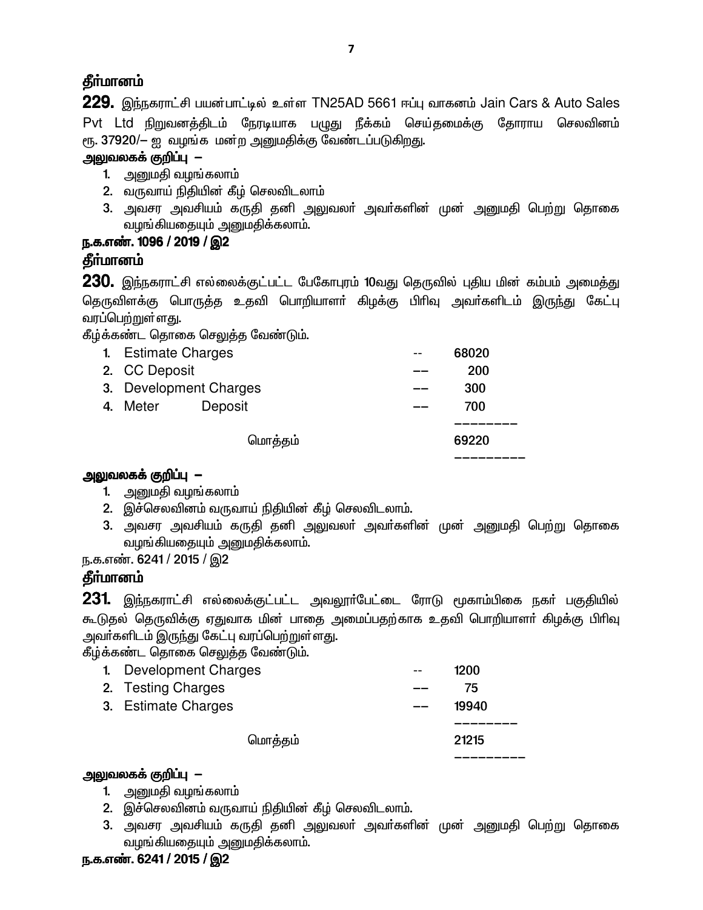**தீர்மானம்**

**229.** இந்நகராட்சி பயன்பாட்டில் உள்ள TN25AD 5661 ஈப்பு வாகனம் Jain Cars & Auto Sales Pvt Ltd நிறுவனத்திடம் நேரடியாக பழுது நீக்கம் செய்தமைக்கு தோராய செலவினம் ரூ. 37920/– ஐ வழங்க மன்ற அனுமதிக்கு வேண்டப்படுகிறது.

**அலுவலகக் குறிப்பு –**

1. அனுமதி வழங்கலாம்
2. வருவாய் நிதியின் கீழ் செலவிடலாம்
3. அவசர அவசியம் கருதி தனி அலுவலர் அவர்களின் முன் அனுமதி பெற்று தொகை வழங்கியதையும் அனுமதிக்கலாம்.

**ந.க.எண். 1096 / 2019 / இ2**

**தீர்மானம்**

**230.** இந்நகராட்சி எல்லைக்குட்பட்ட பேகோபுரம் 10வது தெருவில் புதிய மின் கம்பம் அமைத்து தெருவிளக்கு பொருத்த உதவி பொறியாளர் கிழக்கு பிரிவு அவர்களிடம் இருந்து கேட்பு வரப்பெற்றுள்ளது.

கீழ்க்கண்ட தொகை செலுத்த வேண்டும்.

| | | | |
|---|---|---|---|
| 1. | Estimate Charges | -- | 68020 |
| 2. | CC Deposit | –– | 200 |
| 3. | Development Charges | –– | 300 |
| 4. | Meter Deposit | –– | 700 |
| | மொத்தம் | | 69220 |

**அலுவலகக் குறிப்பு –**

1. அனுமதி வழங்கலாம்
2. இச்செலவினம் வருவாய் நிதியின் கீழ் செலவிடலாம்.
3. அவசர அவசியம் கருதி தனி அலுவலர் அவர்களின் முன் அனுமதி பெற்று தொகை வழங்கியதையும் அனுமதிக்கலாம்.

ந.க.எண். 6241 / 2015 / இ2

**தீர்மானம்**

**231.** இந்நகராட்சி எல்லைக்குட்பட்ட அவலூர்பேட்டை ரோடு மூகாம்பிகை நகர் பகுதியில் கூடுதல் தெருவிக்கு ஏதுவாக மின் பாதை அமைப்பதற்காக உதவி பொறியாளர் கிழக்கு பிரிவு அவர்களிடம் இருந்து கேட்பு வரப்பெற்றுள்ளது.

கீழ்க்கண்ட தொகை செலுத்த வேண்டும்.

| | | | |
|---|---|---|---|
| 1. | Development Charges | -- | 1200 |
| 2. | Testing Charges | –– | 75 |
| 3. | Estimate Charges | –– | 19940 |
| | மொத்தம் | | 21215 |

**அலுவலகக் குறிப்பு –**

1. அனுமதி வழங்கலாம்
2. இச்செலவினம் வருவாய் நிதியின் கீழ் செலவிடலாம்.
3. அவசர அவசியம் கருதி தனி அலுவலர் அவர்களின் முன் அனுமதி பெற்று தொகை வழங்கியதையும் அனுமதிக்கலாம்.

**ந.க.எண். 6241 / 2015 / இ2**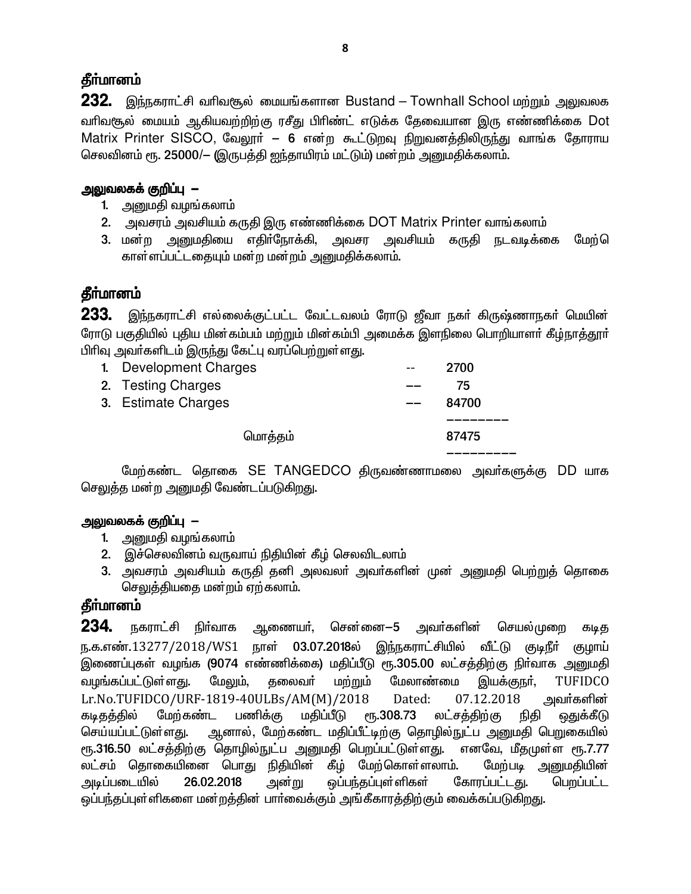### தீர்மானம்

**232.** இந்நகராட்சி வரிவசூல் மையங்களான Bustand – Townhall School மற்றும் அலுவலக வரிவசூல் மையம் ஆகியவற்றிற்கு ரசீது பிரிண்ட் எடுக்க தேவையான இரு எண்ணிக்கை Dot Matrix Printer SISCO, வேலூர் – 6 என்ற கூட்டுறவு நிறுவனத்திலிருந்து வாங்க தோராய செலவினம் ரூ. 25000/– (இருபத்தி ஐந்தாயிரம் மட்டும்) மன்றம் அனுமதிக்கலாம்.

**அலுவலகக் குறிப்பு –**

1. அனுமதி வழங்கலாம்
2. அவசரம் அவசியம் கருதி இரு எண்ணிக்கை DOT Matrix Printer வாங்கலாம்
3. மன்ற அனுமதியை எதிர்நோக்கி, அவசர அவசியம் கருதி நடவடிக்கை மேற்கொள்ளப்பட்டதையும் மன்ற மன்றம் அனுமதிக்கலாம்.

### தீர்மானம்

**233.** இந்நகராட்சி எல்லைக்குட்பட்ட வேட்டவலம் ரோடு ஜீவா நகர் கிருஷ்ணாநகர் மெயின் ரோடு பகுதியில் புதிய மின்கம்பம் மற்றும் மின்கம்பி அமைக்க இளநிலை பொறியாளர் கீழ்நாத்தூர் பிரிவு அவர்களிடம் இருந்து கேட்பு வரப்பெற்றுள்ளது.

| | | |
|---|---|---|
| 1. Development Charges | -- | 2700 |
| 2. Testing Charges | -- | 75 |
| 3. Estimate Charges | -- | 84700 |
| மொத்தம் | | 87475 |

மேற்கண்ட தொகை SE TANGEDCO திருவண்ணாமலை அவர்களுக்கு DD யாக செலுத்த மன்ற அனுமதி வேண்டப்படுகிறது.

**அலுவலகக் குறிப்பு –**

1. அனுமதி வழங்கலாம்
2. இச்செலவினம் வருவாய் நிதியின் கீழ் செலவிடலாம்
3. அவசரம் அவசியம் கருதி தனி அலவலர் அவர்களின் முன் அனுமதி பெற்றுத் தொகை செலுத்தியதை மன்றம் ஏற்கலாம்.

### தீர்மானம்

**234.** நகராட்சி நிர்வாக ஆணையர், சென்னை–5 அவர்களின் செயல்முறை கடித ந.க.எண்.13277/2018/WS1 நாள் **03.07.2018**ல் இந்நகராட்சியில் வீட்டு குடிநீர் குழாய் இணைப்புகள் வழங்க **(9074 எண்ணிக்கை)** மதிப்பீடு ரூ.**305.00** லட்சத்திற்கு நிர்வாக அனுமதி வழங்கப்பட்டுள்ளது. மேலும், தலைவர் மற்றும் மேலாண்மை இயக்குநர், TUFIDCO Lr.No.TUFIDCO/URF-1819-40ULBs/AM(M)/2018 Dated: 07.12.2018 அவர்களின் கடிதத்தில் மேற்கண்ட பணிக்கு மதிப்பீடு ரூ.**308.73** லட்சத்திற்கு நிதி ஒதுக்கீடு செய்யப்பட்டுள்ளது. ஆனால், மேற்கண்ட மதிப்பீட்டிற்கு தொழில்நுட்ப அனுமதி பெறுகையில் ரூ.**316.50** லட்சத்திற்கு தொழில்நுட்ப அனுமதி பெறப்பட்டுள்ளது. எனவே, மீதமுள்ள ரூ.**7.77** லட்சம் தொகையினை பொது நிதியின் கீழ் மேற்கொள்ளலாம். மேற்படி அனுமதியின் அடிப்படையில் **26.02.2018** அன்று ஒப்பந்தப்புள்ளிகள் கோரப்பட்டது. பெறப்பட்ட ஒப்பந்தப்புள்ளிகளை மன்றத்தின் பார்வைக்கும் அங்கீகாரத்திற்கும் வைக்கப்படுகிறது.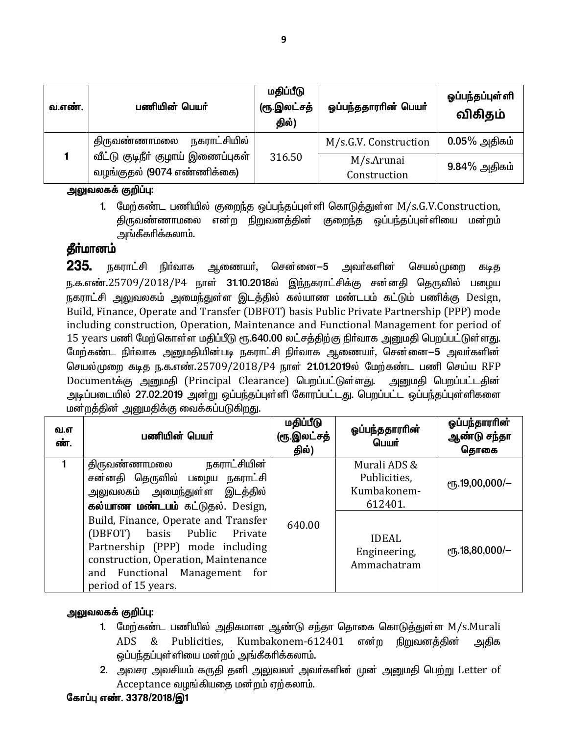| வ.எண். | பணியின் பெயர் | மதிப்பீடு (ரூ.இலட்சத்தில்) | ஒப்பந்ததாரரின் பெயர் | ஒப்பந்தப்புள்ளி விகிதம் |
|---|---|---|---|---|
| 1 | திருவண்ணாமலை நகராட்சியில் வீட்டு குடிநீர் குழாய் இணைப்புகள் வழங்குதல் **(9074 எண்ணிக்கை)** | 316.50 | M/s.G.V. Construction | **0.05%** அதிகம் |
| | | | M/s.Arunai Construction | **9.84%** அதிகம் |

**அலுவலகக் குறிப்பு:**

1. மேற்கண்ட பணியில் குறைந்த ஒப்பந்தப்புள்ளி கொடுத்துள்ள M/s.G.V.Construction, திருவண்ணாமலை என்ற நிறுவனத்தின் குறைந்த ஒப்பந்தப்புள்ளியை மன்றம் அங்கீகரிக்கலாம்.

## தீர்மானம்

**235.** நகராட்சி நிர்வாக ஆணையர், சென்னை–5 அவர்களின் செயல்முறை கடித ந.க.எண்.25709/2018/P4 நாள் **31.10.2018**ல் இந்நகராட்சிக்கு சன்னதி தெருவில் பழைய நகராட்சி அலுவலகம் அமைந்துள்ள இடத்தில் கல்யாண மண்டபம் கட்டும் பணிக்கு Design, Build, Finance, Operate and Transfer (DBFOT) basis Public Private Partnership (PPP) mode including construction, Operation, Maintenance and Functional Management for period of 15 years பணி மேற்கொள்ள மதிப்பீடு ரூ.**640.00** லட்சத்திற்கு நிர்வாக அனுமதி பெறப்பட்டுள்ளது. மேற்கண்ட நிர்வாக அனுமதியின்படி நகராட்சி நிர்வாக ஆணையர், சென்னை–5 அவர்களின் செயல்முறை கடித ந.க.எண்.25709/2018/P4 நாள் **21.01.2019**ல் மேற்கண்ட பணி செய்ய RFP Documentக்கு அனுமதி (Principal Clearance) பெறப்பட்டுள்ளது. அனுமதி பெறப்பட்டதின் அடிப்படையில் **27.02.2019** அன்று ஒப்பந்தப்புள்ளி கோரப்பட்டது. பெறப்பட்ட ஒப்பந்தப்புள்ளிகளை மன்றத்தின் அனுமதிக்கு வைக்கப்படுகிறது.

| வ.எண். | பணியின் பெயர் | மதிப்பீடு (ரூ.இலட்சத்தில்) | ஒப்பந்ததாரரின் பெயர் | ஒப்பந்தாரரின் ஆண்டு சந்தா தொகை |
|---|---|---|---|---|
| 1 | திருவண்ணாமலை நகராட்சியின் சன்னதி தெருவில் பழைய நகராட்சி அலுவலகம் அமைந்துள்ள இடத்தில் **கல்யாண மண்டபம்** கட்டுதல். Design, Build, Finance, Operate and Transfer (DBFOT) basis Public Private Partnership (PPP) mode including construction, Operation, Maintenance and Functional Management for period of 15 years. | 640.00 | Murali ADS & Publicities, Kumbakonem-612401. | ரூ.**19,00,000/–** |
| | | | IDEAL Engineering, Ammachatram | ரூ.**18,80,000/–** |

**அலுவலகக் குறிப்பு:**

1. மேற்கண்ட பணியில் அதிகமான ஆண்டு சந்தா தொகை கொடுத்துள்ள M/s.Murali ADS & Publicities, Kumbakonem-612401 என்ற நிறுவனத்தின் அதிக ஒப்பந்தப்புள்ளியை மன்றம் அங்கீகரிக்கலாம்.
2. அவசர அவசியம் கருதி தனி அலுவலர் அவர்களின் முன் அனுமதி பெற்று Letter of Acceptance வழங்கியதை மன்றம் ஏற்கலாம்.

**கோப்பு எண். 3378/2018/இ1**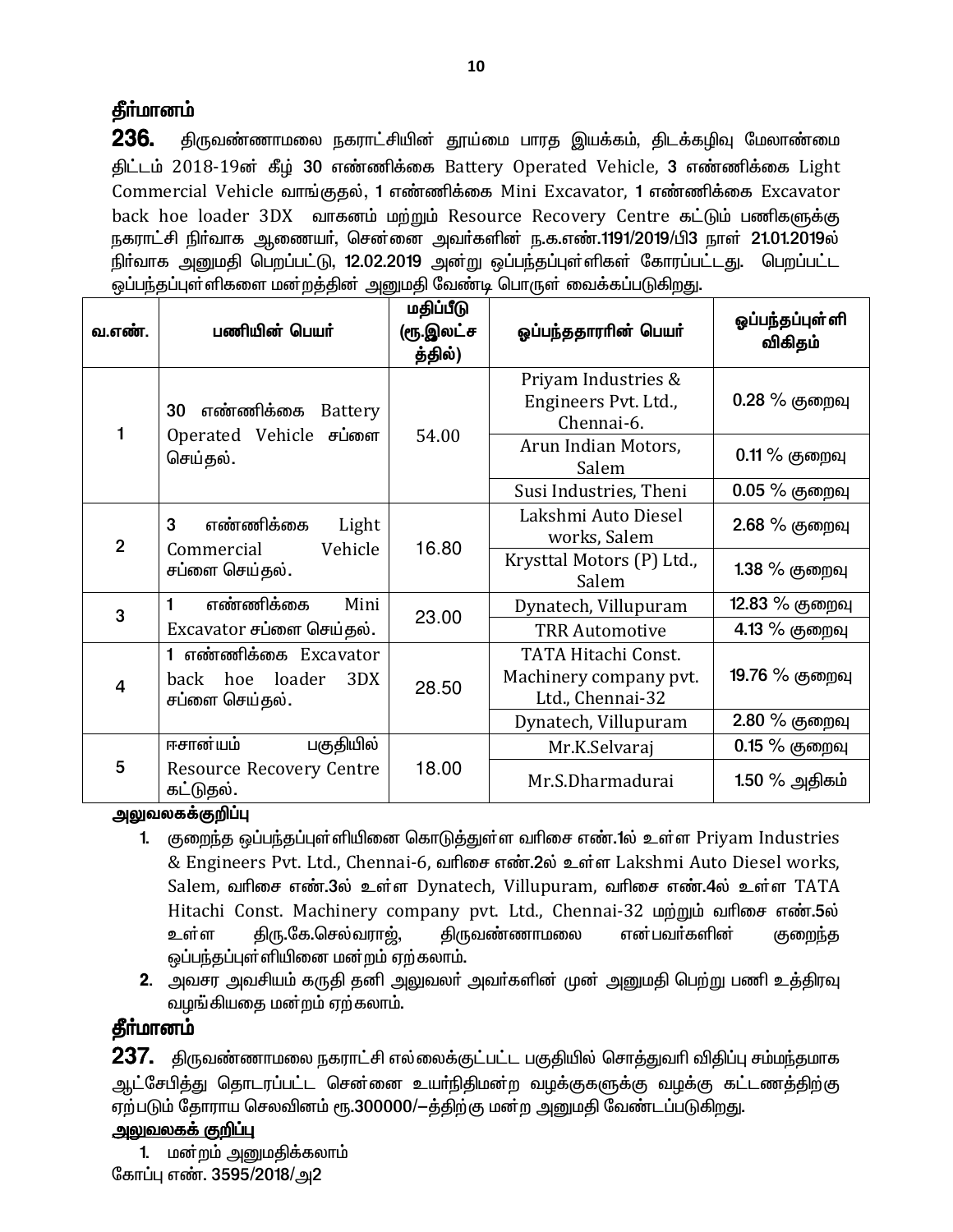## தீர்மானம்

**236.** திருவண்ணாமலை நகராட்சியின் தூய்மை பாரத இயக்கம், திடக்கழிவு மேலாண்மை திட்டம் 2018-19ன் கீழ் **30** எண்ணிக்கை Battery Operated Vehicle, **3** எண்ணிக்கை Light Commercial Vehicle வாங்குதல், **1** எண்ணிக்கை Mini Excavator, **1** எண்ணிக்கை Excavator back hoe loader 3DX வாகனம் மற்றும் Resource Recovery Centre கட்டும் பணிகளுக்கு நகராட்சி நிர்வாக ஆணையர், சென்னை அவர்களின் ந.க.எண்.**1191/2019**/பி3 நாள் **21.01.2019**ல் நிர்வாக அனுமதி பெறப்பட்டு, **12.02.2019** அன்று ஒப்பந்தப்புள்ளிகள் கோரப்பட்டது. பெறப்பட்ட ஒப்பந்தப்புள்ளிகளை மன்றத்தின் அனுமதி வேண்டி பொருள் வைக்கப்படுகிறது.

| வ.எண். | பணியின் பெயர் | மதிப்பீடு (ரூ.இலட்சத்தில்) | ஒப்பந்ததாரரின் பெயர் | ஒப்பந்தப்புள்ளி விகிதம் |
|---|---|---|---|---|
| 1 | 30 எண்ணிக்கை Battery Operated Vehicle சப்ளை செய்தல். | 54.00 | Priyam Industries & Engineers Pvt. Ltd., Chennai-6. | 0.28 % குறைவு |
| | | | Arun Indian Motors, Salem | 0.11 % குறைவு |
| | | | Susi Industries, Theni | 0.05 % குறைவு |
| 2 | 3 எண்ணிக்கை Light Commercial Vehicle சப்ளை செய்தல். | 16.80 | Lakshmi Auto Diesel works, Salem | 2.68 % குறைவு |
| | | | Krysttal Motors (P) Ltd., Salem | 1.38 % குறைவு |
| 3 | 1 எண்ணிக்கை Mini Excavator சப்ளை செய்தல். | 23.00 | Dynatech, Villupuram | 12.83 % குறைவு |
| | | | TRR Automotive | 4.13 % குறைவு |
| 4 | 1 எண்ணிக்கை Excavator back hoe loader 3DX சப்ளை செய்தல். | 28.50 | TATA Hitachi Const. Machinery company pvt. Ltd., Chennai-32 | 19.76 % குறைவு |
| | | | Dynatech, Villupuram | 2.80 % குறைவு |
| 5 | ஈசான்யம் பகுதியில் Resource Recovery Centre கட்டுதல். | 18.00 | Mr.K.Selvaraj | 0.15 % குறைவு |
| | | | Mr.S.Dharmadurai | 1.50 % அதிகம் |

**அலுவலகக்குறிப்பு**

1. குறைந்த ஒப்பந்தப்புள்ளியினை கொடுத்துள்ள வரிசை எண்.1ல் உள்ள Priyam Industries & Engineers Pvt. Ltd., Chennai-6, வரிசை எண்.2ல் உள்ள Lakshmi Auto Diesel works, Salem, வரிசை எண்.3ல் உள்ள Dynatech, Villupuram, வரிசை எண்.4ல் உள்ள TATA Hitachi Const. Machinery company pvt. Ltd., Chennai-32 மற்றும் வரிசை எண்.5ல் உள்ள திரு.கே.செல்வராஜ், திருவண்ணாமலை என்பவர்களின் குறைந்த ஒப்பந்தப்புள்ளியினை மன்றம் ஏற்கலாம்.
2. அவசர அவசியம் கருதி தனி அலுவலர் அவர்களின் முன் அனுமதி பெற்று பணி உத்திரவு வழங்கியதை மன்றம் ஏற்கலாம்.

## தீர்மானம்

**237.** திருவண்ணாமலை நகராட்சி எல்லைக்குட்பட்ட பகுதியில் சொத்துவரி விதிப்பு சம்மந்தமாக ஆட்சேபித்து தொடரப்பட்ட சென்னை உயர்நிதிமன்ற வழக்குகளுக்கு வழக்கு கட்டணத்திற்கு ஏற்படும் தோராய செலவினம் ரூ.**300000/**—த்திற்கு மன்ற அனுமதி வேண்டப்படுகிறது.

**அலுவலகக் குறிப்பு**

1. மன்றம் அனுமதிக்கலாம்

கோப்பு எண். 3595/2018/அ2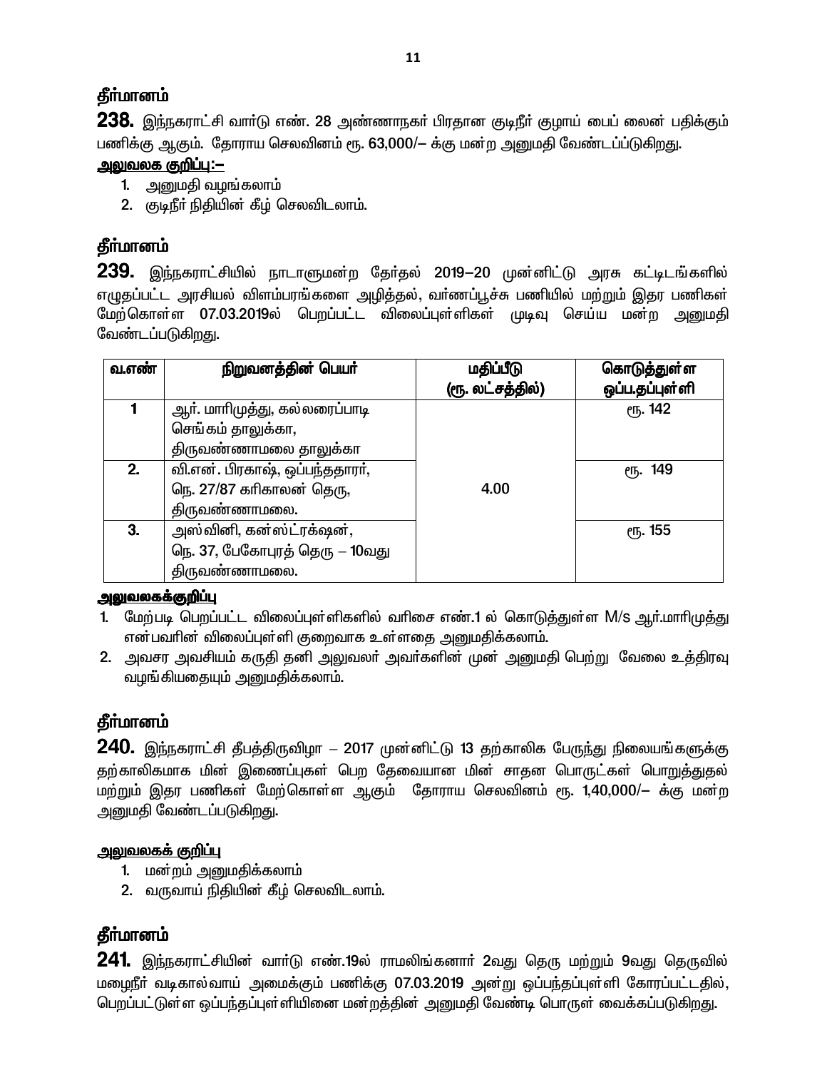### தீர்மானம்

**238.** இந்நகராட்சி வார்டு எண். 28 அண்ணாநகர் பிரதான குடிநீர் குழாய் பைப் லைன் பதிக்கும் பணிக்கு ஆகும். தோராய செலவினம் ரூ. 63,000/– க்கு மன்ற அனுமதி வேண்டப்ப்டுகிறது.

**அலுவலக குறிப்பு:–**

1. அனுமதி வழங்கலாம்
2. குடிநீர் நிதியின் கீழ் செலவிடலாம்.

### தீர்மானம்

**239.** இந்நகராட்சியில் நாடாளுமன்ற தேர்தல் 2019–20 முன்னிட்டு அரசு கட்டிடங்களில் எழுதப்பட்ட அரசியல் விளம்பரங்களை அழித்தல், வர்ணப்பூச்சு பணியில் மற்றும் இதர பணிகள் மேற்கொள்ள 07.03.2019ல் பெறப்பட்ட விலைப்புள்ளிகள் முடிவு செய்ய மன்ற அனுமதி வேண்டப்படுகிறது.

| வ.எண் | நிறுவனத்தின் பெயர் | மதிப்பீடு (ரூ. லட்சத்தில்) | கொடுத்துள்ள ஒப்ப.தப்புள்ளி |
|---|---|---|---|
| 1 | ஆர். மாரிமுத்து, கல்லரைப்பாடி செங்கம் தாலுக்கா, திருவண்ணாமலை தாலுக்கா | 4.00 | ரூ. 142 |
| 2. | வி.என். பிரகாஷ், ஒப்பந்ததாரர், நெ. 27/87 கரிகாலன் தெரு, திருவண்ணாமலை. | | ரூ. 149 |
| 3. | அஸ்வினி, கன்ஸ்ட்ரக்ஷன், நெ. 37, பேகோபுரத் தெரு – 10வது திருவண்ணாமலை. | | ரூ. 155 |

**அலுவலகக்குறிப்பு**

1. மேற்படி பெறப்பட்ட விலைப்புள்ளிகளில் வரிசை எண்.1 ல் கொடுத்துள்ள M/s ஆர்.மாரிமுத்து என்பவரின் விலைப்புள்ளி குறைவாக உள்ளதை அனுமதிக்கலாம்.
2. அவசர அவசியம் கருதி தனி அலுவலர் அவர்களின் முன் அனுமதி பெற்று வேலை உத்திரவு வழங்கியதையும் அனுமதிக்கலாம்.

### தீர்மானம்

**240.** இந்நகராட்சி தீபத்திருவிழா – 2017 முன்னிட்டு 13 தற்காலிக பேருந்து நிலையங்களுக்கு தற்காலிகமாக மின் இணைப்புகள் பெற தேவையான மின் சாதன பொருட்கள் பொறுத்துதல் மற்றும் இதர பணிகள் மேற்கொள்ள ஆகும் தோராய செலவினம் ரூ. 1,40,000/– க்கு மன்ற அனுமதி வேண்டப்படுகிறது.

**அலுவலகக் குறிப்பு**

1. மன்றம் அனுமதிக்கலாம்
2. வருவாய் நிதியின் கீழ் செலவிடலாம்.

### தீர்மானம்

**241.** இந்நகராட்சியின் வார்டு எண்.19ல் ராமலிங்கனார் 2வது தெரு மற்றும் 9வது தெருவில் மழைநீர் வடிகால்வாய் அமைக்கும் பணிக்கு 07.03.2019 அன்று ஒப்பந்தப்புள்ளி கோரப்பட்டதில், பெறப்பட்டுள்ள ஒப்பந்தப்புள்ளியினை மன்றத்தின் அனுமதி வேண்டி பொருள் வைக்கப்படுகிறது.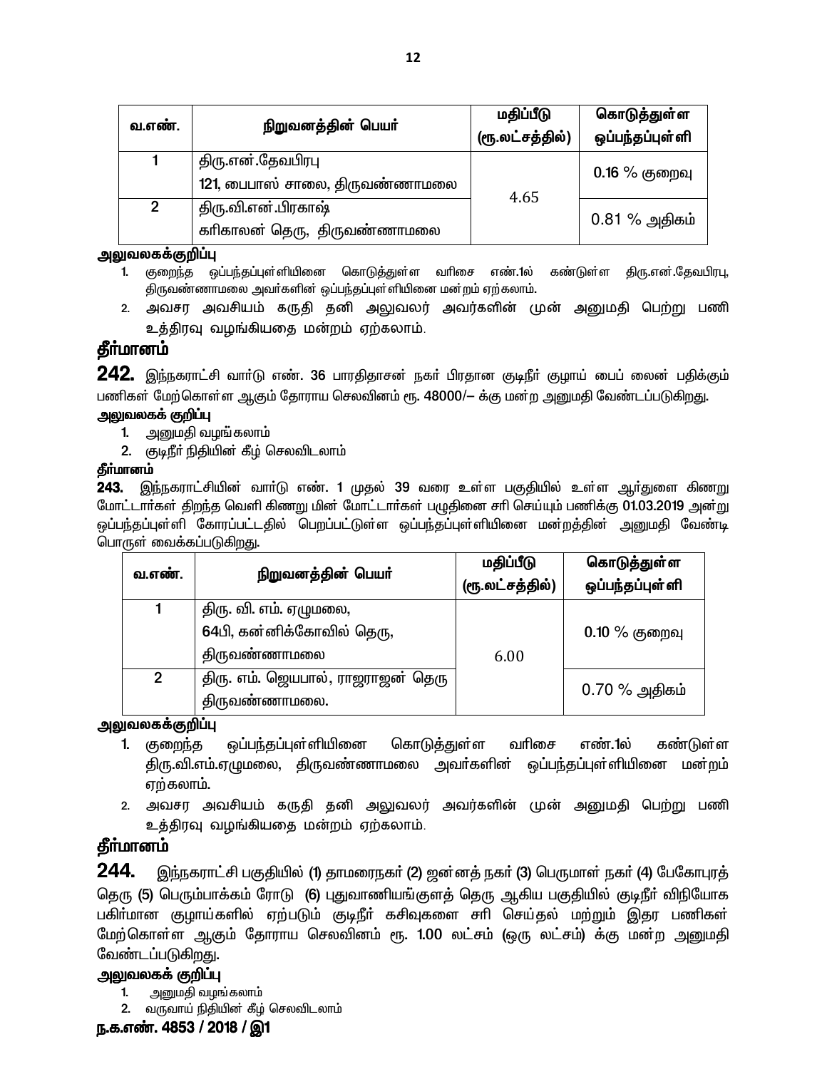| வ.எண். | நிறுவனத்தின் பெயர் | மதிப்பீடு (ரூ.லட்சத்தில்) | கொடுத்துள்ள ஒப்பந்தப்புள்ளி |
|---|---|---|---|
| 1 | திரு.என்.தேவபிரபு 121, பைபாஸ் சாலை, திருவண்ணாமலை | 4.65 | 0.16 % குறைவு |
| 2 | திரு.வி.என்.பிரகாஷ் கரிகாலன் தெரு, திருவண்ணாமலை | | 0.81 % அதிகம் |

**அலுவலகக்குறிப்பு**

1. குறைந்த ஒப்பந்தப்புள்ளியினை கொடுத்துள்ள வரிசை எண்.1ல் கண்டுள்ள திரு.என்.தேவபிரபு, திருவண்ணாமலை அவர்களின் ஒப்பந்தப்புள்ளியினை மன்றம் ஏற்கலாம்.
2. அவசர அவசியம் கருதி தனி அலுவலர் அவர்களின் முன் அனுமதி பெற்று பணி உத்திரவு வழங்கியதை மன்றம் ஏற்கலாம்.

## தீர்மானம்

**242.** இந்நகராட்சி வார்டு எண். 36 பாரதிதாசன் நகர் பிரதான குடிநீர் குழாய் பைப் லைன் பதிக்கும் பணிகள் மேற்கொள்ள ஆகும் தோராய செலவினம் ரூ. 48000/— க்கு மன்ற அனுமதி வேண்டப்படுகிறது.

**அலுவலகக் குறிப்பு**

1. அனுமதி வழங்கலாம்
2. குடிநீர் நிதியின் கீழ் செலவிடலாம்

**தீர்மானம்**

**243.** இந்நகராட்சியின் வார்டு எண். 1 முதல் 39 வரை உள்ள பகுதியில் உள்ள ஆர்துளை கிணறு மோட்டார்கள் திறந்த வெளி கிணறு மின் மோட்டார்கள் பழுதினை சரி செய்யும் பணிக்கு 01.03.2019 அன்று ஒப்பந்தப்புள்ளி கோரப்பட்டதில் பெறப்பட்டுள்ள ஒப்பந்தப்புள்ளியினை மன்றத்தின் அனுமதி வேண்டி பொருள் வைக்கப்படுகிறது.

| வ.எண். | நிறுவனத்தின் பெயர் | மதிப்பீடு (ரூ.லட்சத்தில்) | கொடுத்துள்ள ஒப்பந்தப்புள்ளி |
|---|---|---|---|
| 1 | திரு. வி. எம். ஏழுமலை, 64பி, கன்னிக்கோவில் தெரு, திருவண்ணாமலை | 6.00 | 0.10 % குறைவு |
| 2 | திரு. எம். ஜெயபால், ராஜராஜன் தெரு திருவண்ணாமலை. | | 0.70 % அதிகம் |

**அலுவலகக்குறிப்பு**

1. குறைந்த ஒப்பந்தப்புள்ளியினை கொடுத்துள்ள வரிசை எண்.1ல் கண்டுள்ள திரு.வி.எம்.ஏழுமலை, திருவண்ணாமலை அவர்களின் ஒப்பந்தப்புள்ளியினை மன்றம் ஏற்கலாம்.
2. அவசர அவசியம் கருதி தனி அலுவலர் அவர்களின் முன் அனுமதி பெற்று பணி உத்திரவு வழங்கியதை மன்றம் ஏற்கலாம்.

## தீர்மானம்

**244.** இந்நகராட்சி பகுதியில் (1) தாமரைநகர் (2) ஜன்னத் நகர் (3) பெருமாள் நகர் (4) பேகோபுரத் தெரு (5) பெரும்பாக்கம் ரோடு (6) புதுவாணியங்குளத் தெரு ஆகிய பகுதியில் குடிநீர் விநியோக பகிர்மான குழாய்களில் ஏற்படும் குடிநீர் கசிவுகளை சரி செய்தல் மற்றும் இதர பணிகள் மேற்கொள்ள ஆகும் தோராய செலவினம் ரூ. 1.00 லட்சம் (ஒரு லட்சம்) க்கு மன்ற அனுமதி வேண்டப்படுகிறது.

**அலுவலகக் குறிப்பு**

1. அனுமதி வழங்கலாம்
2. வருவாய் நிதியின் கீழ் செலவிடலாம்

**ந.க.எண். 4853 / 2018 / இ1**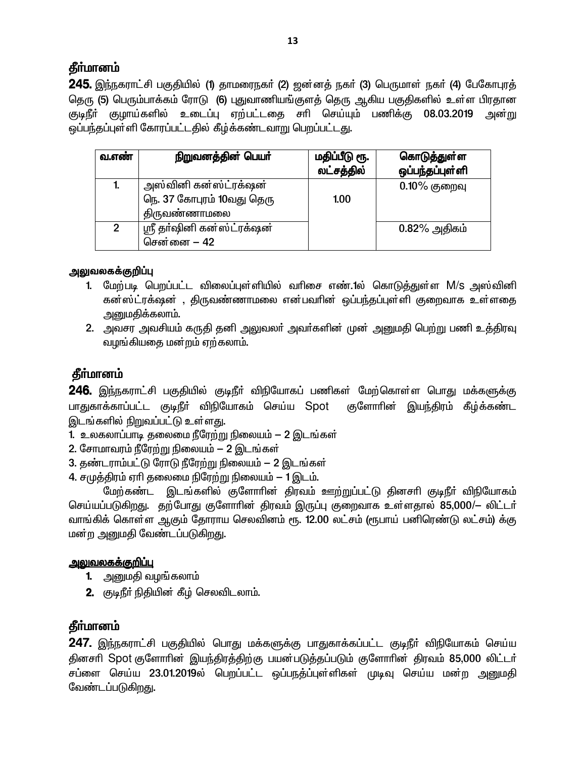## தீர்மானம்

**245.** இந்நகராட்சி பகுதியில் (1) தாமரைநகர் (2) ஜன்னத் நகர் (3) பெருமாள் நகர் (4) பேகோபுரத் தெரு (5) பெரும்பாக்கம் ரோடு (6) புதுவாணியங்குளத் தெரு ஆகிய பகுதிகளில் உள்ள பிரதான குடிநீர் குழாய்களில் உடைப்பு ஏற்பட்டதை சரி செய்யும் பணிக்கு 08.03.2019 அன்று ஒப்பந்தப்புள்ளி கோரப்பட்டதில் கீழ்க்கண்டவாறு பெறப்பட்டது.

| வ.எண் | நிறுவனத்தின் பெயர் | மதிப்பீடு ரூ. லட்சத்தில் | கொடுத்துள்ள ஒப்பந்தப்புள்ளி |
|---|---|---|---|
| 1. | அஸ்வினி கன்ஸ்ட்ரக்ஷன் நெ. 37 கோபுரம் 10வது தெரு திருவண்ணாமலை | 1.00 | 0.10% குறைவு |
| 2 | ஸ்ரீ தர்ஷினி கன்ஸ்ட்ரக்ஷன் சென்னை – 42 | | 0.82% அதிகம் |

**அலுவலகக்குறிப்பு**

1. மேற்படி பெறப்பட்ட விலைப்புள்ளியில் வரிசை எண்.1ல் கொடுத்துள்ள M/s அஸ்வினி கன்ஸ்ட்ரக்ஷன் , திருவண்ணாமலை என்பவரின் ஒப்பந்தப்புள்ளி குறைவாக உள்ளதை அனுமதிக்கலாம்.
2. அவசர அவசியம் கருதி தனி அலுவலர் அவர்களின் முன் அனுமதி பெற்று பணி உத்திரவு வழங்கியதை மன்றம் ஏற்கலாம்.

## தீர்மானம்

**246.** இந்நகராட்சி பகுதியில் குடிநீர் விநியோகப் பணிகள் மேற்கொள்ள பொது மக்களுக்கு பாதுகாக்காப்பட்ட குடிநீர் விநியோகம் செய்ய Spot குளோரின் இயந்திரம் கீழ்க்கண்ட இடங்களில் நிறுவப்பட்டு உள்ளது.

1. உலகலாப்பாடி தலைமை நீரேற்று நிலையம் – 2 இடங்கள்
2. சோமாவரம் நீரேற்று நிலையம் – 2 இடங்கள்
3. தண்டராம்பட்டு ரோடு நீரேற்று நிலையம் – 2 இடங்கள்
4. சமுத்திரம் ஏரி தலைமை நிரேற்று நிலையம் – 1 இடம்.

மேற்கண்ட இடங்களில் குளோரின் திரவம் ஊற்றுப்பட்டு தினசரி குடிநீர் விநியோகம் செய்யப்படுகிறது. தற்போது குளோரின் திரவம் இருப்பு குறைவாக உள்ளதால் 85,000/– லிட்டர் வாங்கிக் கொள்ள ஆகும் தோராய செலவினம் ரூ. 12.00 லட்சம் (ரூபாய் பனிரெண்டு லட்சம்) க்கு மன்ற அனுமதி வேண்டப்படுகிறது.

**அலுவலகக்குறிப்பு**

1. அனுமதி வழங்கலாம்
2. குடிநீர் நிதியின் கீழ் செலவிடலாம்.

## தீர்மானம்

**247.** இந்நகராட்சி பகுதியில் பொது மக்களுக்கு பாதுகாக்கப்பட்ட குடிநீர் விநியோகம் செய்ய தினசரி Spot குளோரின் இயந்திரத்திற்கு பயன்படுத்தப்படும் குளோரின் திரவம் 85,000 லிட்டர் சப்ளை செய்ய 23.01.2019ல் பெறப்பட்ட ஒப்பநத்ப்புள்ளிகள் முடிவு செய்ய மன்ற அனுமதி வேண்டப்படுகிறது.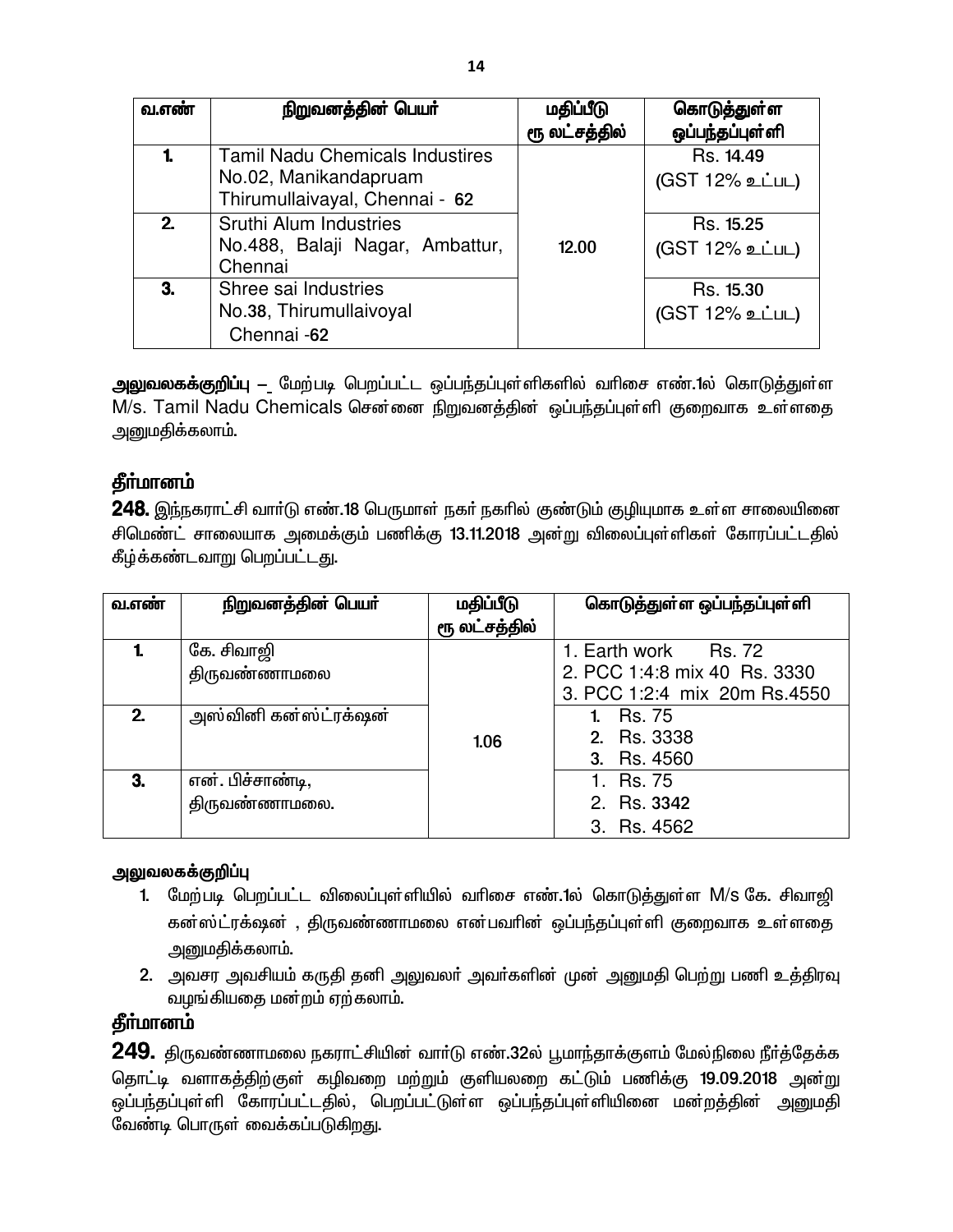| வ.எண் | நிறுவனத்தின் பெயர் | மதிப்பீடு ரூ லட்சத்தில் | கொடுத்துள்ள ஒப்பந்தப்புள்ளி |
|---|---|---|---|
| 1. | Tamil Nadu Chemicals Industires No.02, Manikandapruam Thirumullaivayal, Chennai - 62 | 12.00 | Rs. 14.49 (GST 12% உட்பட) |
| 2. | Sruthi Alum Industries No.488, Balaji Nagar, Ambattur, Chennai | | Rs. 15.25 (GST 12% உட்பட) |
| 3. | Shree sai Industries No.38, Thirumullaivoyal Chennai -62 | | Rs. 15.30 (GST 12% உட்பட) |

**அலுவலகக்குறிப்பு –** மேற்படி பெறப்பட்ட ஒப்பந்தப்புள்ளிகளில் வரிசை எண்.1ல் கொடுத்துள்ள M/s. Tamil Nadu Chemicals சென்னை நிறுவனத்தின் ஒப்பந்தப்புள்ளி குறைவாக உள்ளதை அனுமதிக்கலாம்.

## தீர்மானம்

**248.** இந்நகராட்சி வார்டு எண்.18 பெருமாள் நகர் நகரில் குண்டும் குழியுமாக உள்ள சாலையினை சிமெண்ட் சாலையாக அமைக்கும் பணிக்கு 13.11.2018 அன்று விலைப்புள்ளிகள் கோரப்பட்டதில் கீழ்க்கண்டவாறு பெறப்பட்டது.

| வ.எண் | நிறுவனத்தின் பெயர் | மதிப்பீடு ரூ லட்சத்தில் | கொடுத்துள்ள ஒப்பந்தப்புள்ளி |
|---|---|---|---|
| 1. | கே. சிவாஜி திருவண்ணாமலை | 1.06 | 1. Earth work Rs. 72<br>2. PCC 1:4:8 mix 40 Rs. 3330<br>3. PCC 1:2:4 mix 20m Rs.4550 |
| 2. | அஸ்வினி கன்ஸ்ட்ரக்ஷன் | | 1. Rs. 75<br>2. Rs. 3338<br>3. Rs. 4560 |
| 3. | என். பிச்சாண்டி, திருவண்ணாமலை. | | 1. Rs. 75<br>2. Rs. 3342<br>3. Rs. 4562 |

**அலுவலகக்குறிப்பு**

1. மேற்படி பெறப்பட்ட விலைப்புள்ளியில் வரிசை எண்.1ல் கொடுத்துள்ள M/s கே. சிவாஜி கன்ஸ்ட்ரக்ஷன் , திருவண்ணாமலை என்பவரின் ஒப்பந்தப்புள்ளி குறைவாக உள்ளதை அனுமதிக்கலாம்.
2. அவசர அவசியம் கருதி தனி அலுவலர் அவர்களின் முன் அனுமதி பெற்று பணி உத்திரவு வழங்கியதை மன்றம் ஏற்கலாம்.

## தீர்மானம்

**249.** திருவண்ணாமலை நகராட்சியின் வார்டு எண்.32ல் பூமாந்தாக்குளம் மேல்நிலை நீர்த்தேக்க தொட்டி வளாகத்திற்குள் கழிவறை மற்றும் குளியலறை கட்டும் பணிக்கு 19.09.2018 அன்று ஒப்பந்தப்புள்ளி கோரப்பட்டதில், பெறப்பட்டுள்ள ஒப்பந்தப்புள்ளியினை மன்றத்தின் அனுமதி வேண்டி பொருள் வைக்கப்படுகிறது.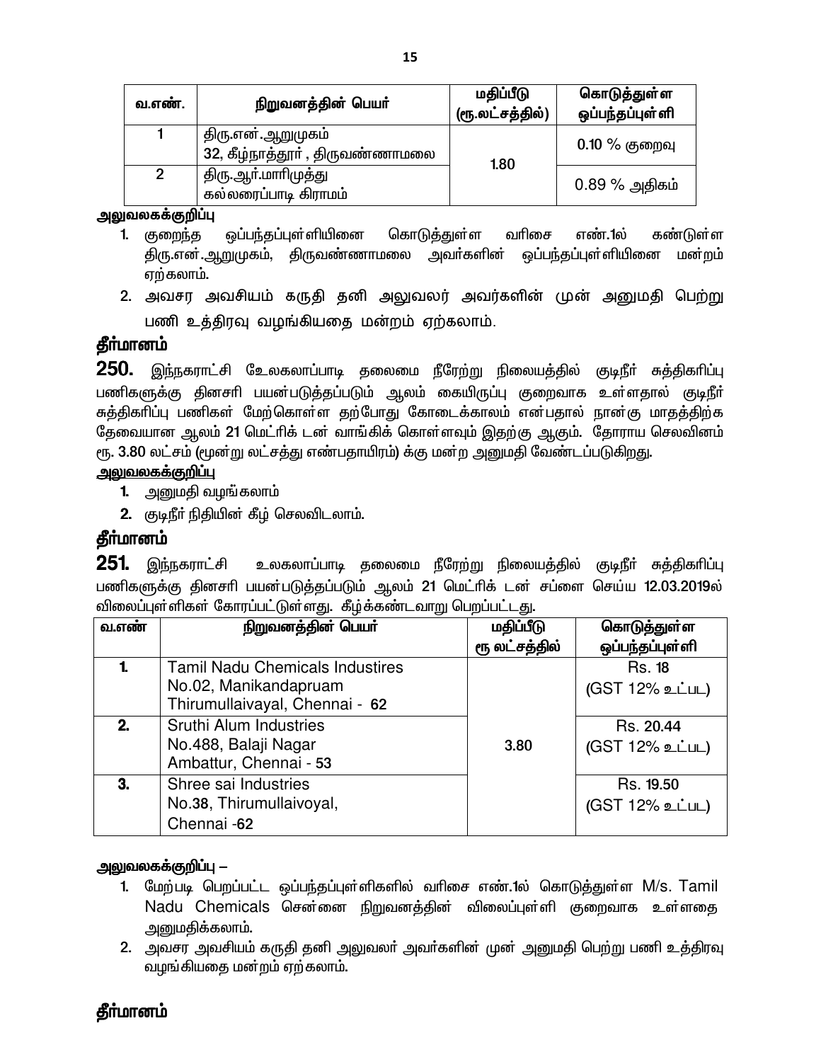| வ.எண். | நிறுவனத்தின் பெயர் | மதிப்பீடு (ரூ.லட்சத்தில்) | கொடுத்துள்ள ஒப்பந்தப்புள்ளி |
|---|---|---|---|
| 1 | திரு.என்.ஆறுமுகம் 32, கீழ்நாத்தூர் , திருவண்ணாமலை | 1.80 | 0.10 % குறைவு |
| 2 | திரு.ஆர்.மாரிமுத்து கல்லரைப்பாடி கிராமம் | | 0.89 % அதிகம் |

**அலுவலகக்குறிப்பு**

1. குறைந்த ஒப்பந்தப்புள்ளியினை கொடுத்துள்ள வரிசை எண்.1ல் கண்டுள்ள திரு.என்.ஆறுமுகம், திருவண்ணாமலை அவர்களின் ஒப்பந்தப்புள்ளியினை மன்றம் ஏற்கலாம்.
2. அவசர அவசியம் கருதி தனி அலுவலர் அவர்களின் முன் அனுமதி பெற்று பணி உத்திரவு வழங்கியதை மன்றம் ஏற்கலாம்.

## தீர்மானம்

**250.** இந்நகராட்சி ஊலகலாப்பாடி தலைமை நீரேற்று நிலையத்தில் குடிநீர் சுத்திகரிப்பு பணிகளுக்கு தினசரி பயன்படுத்தப்படும் ஆலம் கையிருப்பு குறைவாக உள்ளதால் குடிநீர் சுத்திகரிப்பு பணிகள் மேற்கொள்ள தற்போது கோடைக்காலம் என்பதால் நான்கு மாதத்திற்க தேவையான ஆலம் 21 மெட்ரிக் டன் வாங்கிக் கொள்ளவும் இதற்கு ஆகும். தோராய செலவினம் ரூ. 3.80 லட்சம் (மூன்று லட்சத்து எண்பதாயிரம்) க்கு மன்ற அனுமதி வேண்டப்படுகிறது.

**அலுவலகக்குறிப்பு**

1. அனுமதி வழங்கலாம்
2. குடிநீர் நிதியின் கீழ் செலவிடலாம்.

## தீர்மானம்

**251.** இந்நகராட்சி உலகலாப்பாடி தலைமை நீரேற்று நிலையத்தில் குடிநீர் சுத்திகரிப்பு பணிகளுக்கு தினசரி பயன்படுத்தப்படும் ஆலம் 21 மெட்ரிக் டன் சப்ளை செய்ய 12.03.2019ல் விலைப்புள்ளிகள் கோரப்பட்டுள்ளது. கீழ்க்கண்டவாறு பெறப்பட்டது.

| வ.எண் | நிறுவனத்தின் பெயர் | மதிப்பீடு ரூ லட்சத்தில் | கொடுத்துள்ள ஒப்பந்தப்புள்ளி |
|---|---|---|---|
| 1. | Tamil Nadu Chemicals Industires No.02, Manikandapruam Thirumullaivayal, Chennai - 62 | 3.80 | Rs. 18 (GST 12% உட்பட) |
| 2. | Sruthi Alum Industries No.488, Balaji Nagar Ambattur, Chennai - 53 | | Rs. 20.44 (GST 12% உட்பட) |
| 3. | Shree sai Industries No.38, Thirumullaivoyal, Chennai -62 | | Rs. 19.50 (GST 12% உட்பட) |

**அலுவலகக்குறிப்பு –**

1. மேற்படி பெறப்பட்ட ஒப்பந்தப்புள்ளிகளில் வரிசை எண்.1ல் கொடுத்துள்ள M/s. Tamil Nadu Chemicals சென்னை நிறுவனத்தின் விலைப்புள்ளி குறைவாக உள்ளதை அனுமதிக்கலாம்.
2. அவசர அவசியம் கருதி தனி அலுவலர் அவர்களின் முன் அனுமதி பெற்று பணி உத்திரவு வழங்கியதை மன்றம் ஏற்கலாம்.

## தீர்மானம்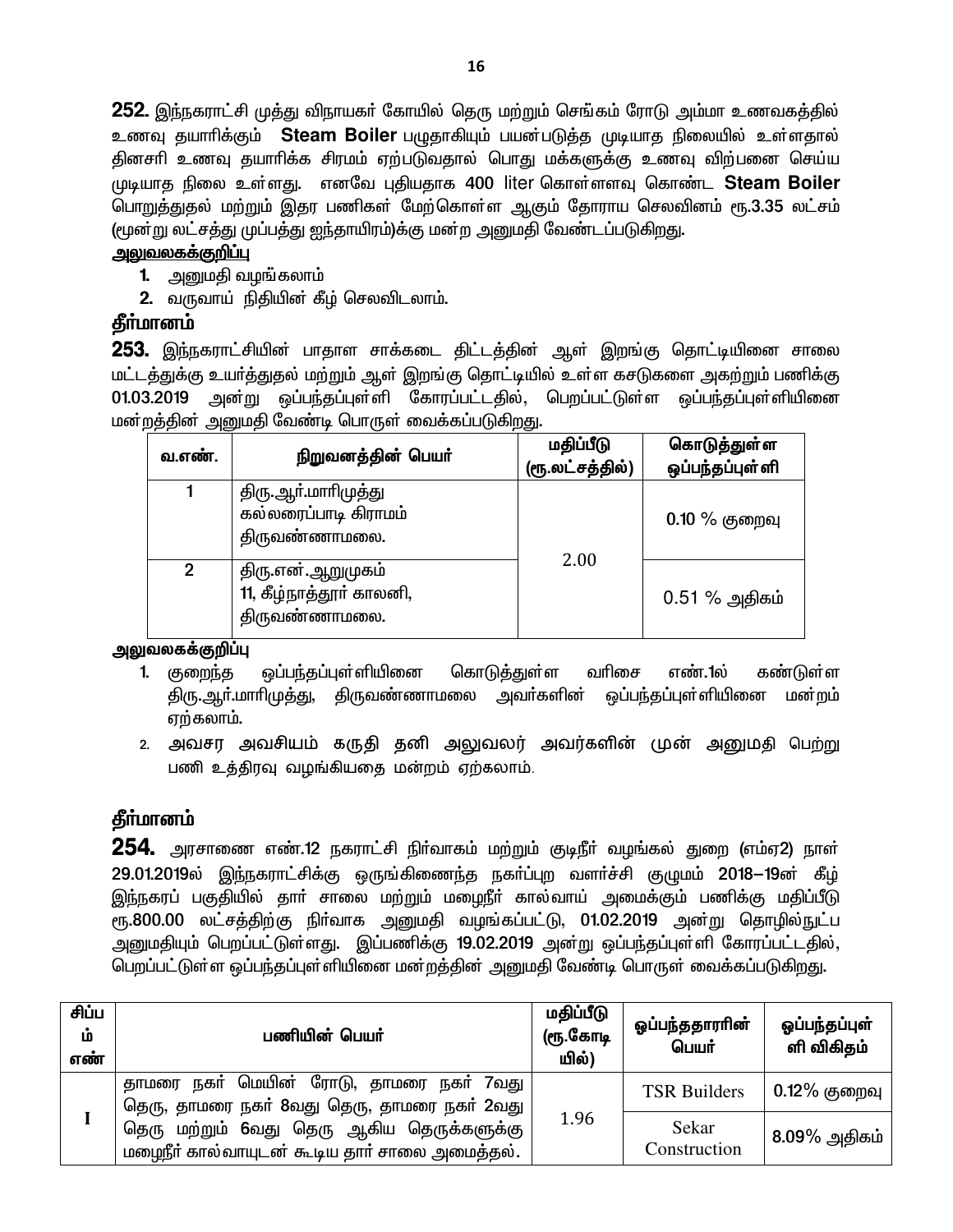**252.** இந்நகராட்சி முத்து விநாயகர் கோயில் தெரு மற்றும் செங்கம் ரோடு அம்மா உணவகத்தில் உணவு தயாரிக்கும் **Steam Boiler** பழுதாகியும் பயன்படுத்த முடியாத நிலையில் உள்ளதால் தினசரி உணவு தயாரிக்க சிரமம் ஏற்படுவதால் பொது மக்களுக்கு உணவு விற்பனை செய்ய முடியாத நிலை உள்ளது. எனவே புதியதாக 400 liter கொள்ளளவு கொண்ட **Steam Boiler** பொறுத்துதல் மற்றும் இதர பணிகள் மேற்கொள்ள ஆகும் தோராய செலவினம் ரூ.3.35 லட்சம் (மூன்று லட்சத்து முப்பத்து ஐந்தாயிரம்)க்கு மன்ற அனுமதி வேண்டப்படுகிறது.

**அலுவலகக்குறிப்பு**

1. அனுமதி வழங்கலாம்
2. வருவாய் நிதியின் கீழ் செலவிடலாம்.

### தீர்மானம்

**253.** இந்நகராட்சியின் பாதாள சாக்கடை திட்டத்தின் ஆள் இறங்கு தொட்டியினை சாலை மட்டத்துக்கு உயர்த்துதல் மற்றும் ஆள் இறங்கு தொட்டியில் உள்ள கசடுகளை அகற்றும் பணிக்கு 01.03.2019 அன்று ஒப்பந்தப்புள்ளி கோரப்பட்டதில், பெறப்பட்டுள்ள ஒப்பந்தப்புள்ளியினை மன்றத்தின் அனுமதி வேண்டி பொருள் வைக்கப்படுகிறது.

| வ.எண். | நிறுவனத்தின் பெயர் | மதிப்பீடு (ரூ.லட்சத்தில்) | கொடுத்துள்ள ஒப்பந்தப்புள்ளி |
|---|---|---|---|
| 1 | திரு.ஆர்.மாரிமுத்து கல்லரைப்பாடி கிராமம் திருவண்ணாமலை. | 2.00 | 0.10 % குறைவு |
| 2 | திரு.என்.ஆறுமுகம் 11, கீழ்நாத்தூர் காலனி, திருவண்ணாமலை. | | 0.51 % அதிகம் |

**அலுவலகக்குறிப்பு**

1. குறைந்த ஒப்பந்தப்புள்ளியினை கொடுத்துள்ள வரிசை எண்.1ல் கண்டுள்ள திரு.ஆர்.மாரிமுத்து, திருவண்ணாமலை அவர்களின் ஒப்பந்தப்புள்ளியினை மன்றம் ஏற்கலாம்.
2. அவசர அவசியம் கருதி தனி அலுவலர் அவர்களின் முன் அனுமதி பெற்று பணி உத்திரவு வழங்கியதை மன்றம் ஏற்கலாம்.

### தீர்மானம்

**254.** அரசாணை எண்.12 நகராட்சி நிர்வாகம் மற்றும் குடிநீர் வழங்கல் துறை (எம்ஏ2) நாள் 29.01.2019ல் இந்நகராட்சிக்கு ஒருங்கிணைந்த நகர்ப்புற வளர்ச்சி குழுமம் 2018–19ன் கீழ் இந்நகரப் பகுதியில் தார் சாலை மற்றும் மழைநீர் கால்வாய் அமைக்கும் பணிக்கு மதிப்பீடு ரூ.800.00 லட்சத்திற்கு நிர்வாக அனுமதி வழங்கப்பட்டு, 01.02.2019 அன்று தொழில்நுட்ப அனுமதியும் பெறப்பட்டுள்ளது. இப்பணிக்கு 19.02.2019 அன்று ஒப்பந்தப்புள்ளி கோரப்பட்டதில், பெறப்பட்டுள்ள ஒப்பந்தப்புள்ளியினை மன்றத்தின் அனுமதி வேண்டி பொருள் வைக்கப்படுகிறது.

| சிப்பம் எண் | பணியின் பெயர் | மதிப்பீடு (ரூ.கோடியில்) | ஒப்பந்ததாரரின் பெயர் | ஒப்பந்தப்புள்ளி விகிதம் |
|---|---|---|---|---|
| I | தாமரை நகர் மெயின் ரோடு, தாமரை நகர் 7வது தெரு, தாமரை நகர் 8வது தெரு, தாமரை நகர் 2வது தெரு மற்றும் 6வது தெரு ஆகிய தெருக்களுக்கு மழைநீர் கால்வாயுடன் கூடிய தார் சாலை அமைத்தல். | 1.96 | TSR Builders | 0.12% குறைவு |
| | | | Sekar Construction | 8.09% அதிகம் |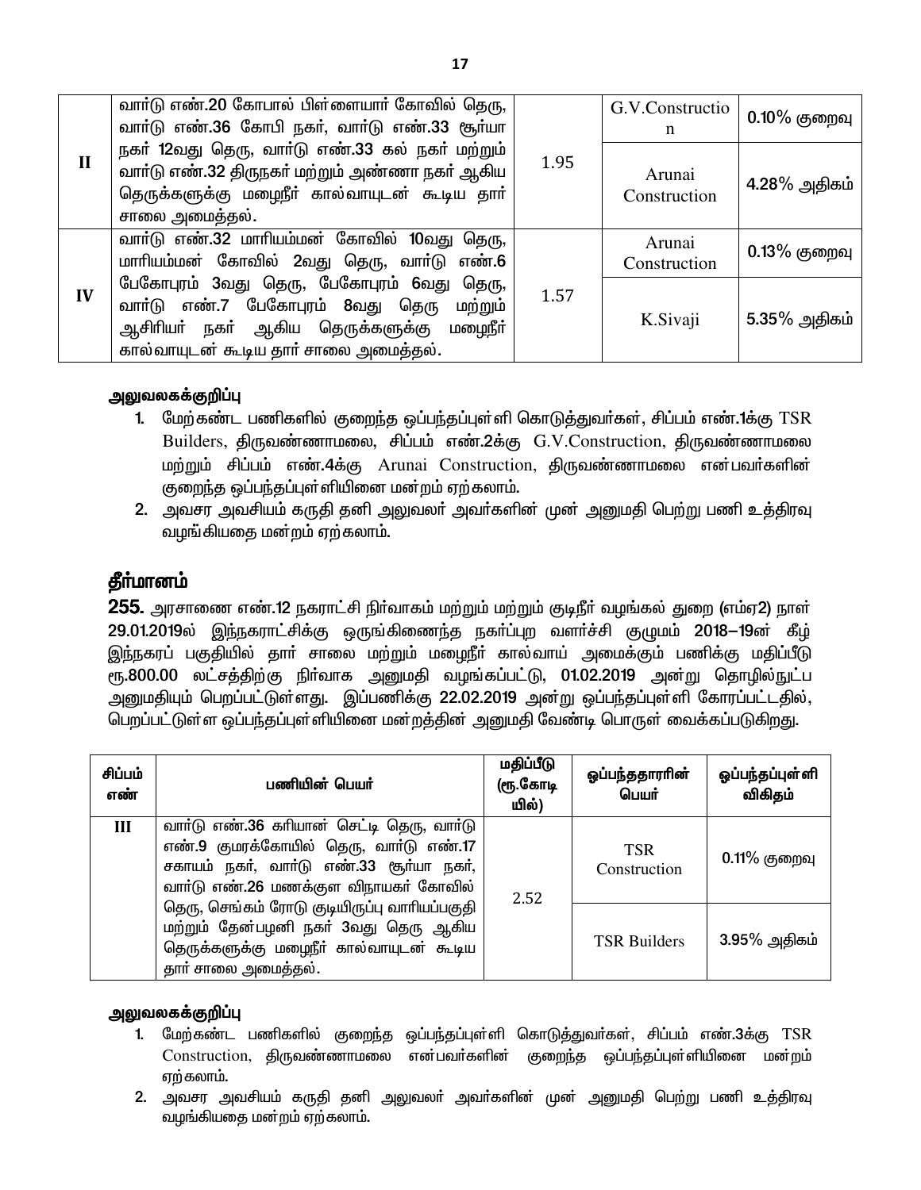| | | | | |
|---|---|---|---|---|
| II | வார்டு எண்.20 கோபால் பிள்ளையார் கோவில் தெரு, வார்டு எண்.36 கோபி நகர், வார்டு எண்.33 சூர்யா நகர் 12வது தெரு, வார்டு எண்.33 கல் நகர் மற்றும் வார்டு எண்.32 திருநகர் மற்றும் அண்ணா நகர் ஆகிய தெருக்களுக்கு மழைநீர் கால்வாயுடன் கூடிய தார் சாலை அமைத்தல். | 1.95 | G.V.Construction | 0.10% குறைவு |
| | | | Arunai Construction | 4.28% அதிகம் |
| IV | வார்டு எண்.32 மாரியம்மன் கோவில் 10வது தெரு, மாரியம்மன் கோவில் 2வது தெரு, வார்டு எண்.6 பேகோபுரம் 3வது தெரு, பேகோபுரம் 6வது தெரு, வார்டு எண்.7 பேகோபுரம் 8வது தெரு மற்றும் ஆசிரியர் நகர் ஆகிய தெருக்களுக்கு மழைநீர் கால்வாயுடன் கூடிய தார் சாலை அமைத்தல். | 1.57 | Arunai Construction | 0.13% குறைவு |
| | | | K.Sivaji | 5.35% அதிகம் |

**அலுவலகக்குறிப்பு**

1. மேற்கண்ட பணிகளில் குறைந்த ஒப்பந்தப்புள்ளி கொடுத்துவர்கள், சிப்பம் எண்.1க்கு TSR Builders, திருவண்ணாமலை, சிப்பம் எண்.2க்கு G.V.Construction, திருவண்ணாமலை மற்றும் சிப்பம் எண்.4க்கு Arunai Construction, திருவண்ணாமலை என்பவர்களின் குறைந்த ஒப்பந்தப்புள்ளியினை மன்றம் ஏற்கலாம்.
2. அவசர அவசியம் கருதி தனி அலுவலர் அவர்களின் முன் அனுமதி பெற்று பணி உத்திரவு வழங்கியதை மன்றம் ஏற்கலாம்.

## தீர்மானம்

**255.** அரசாணை எண்.12 நகராட்சி நிர்வாகம் மற்றும் மற்றும் குடிநீர் வழங்கல் துறை (எம்ஏ2) நாள் 29.01.2019ல் இந்நகராட்சிக்கு ஒருங்கிணைந்த நகர்ப்புற வளர்ச்சி குழுமம் 2018–19ன் கீழ் இந்நகரப் பகுதியில் தார் சாலை மற்றும் மழைநீர் கால்வாய் அமைக்கும் பணிக்கு மதிப்பீடு ரூ.800.00 லட்சத்திற்கு நிர்வாக அனுமதி வழங்கப்பட்டு, 01.02.2019 அன்று தொழில்நுட்ப அனுமதியும் பெறப்பட்டுள்ளது. இப்பணிக்கு 22.02.2019 அன்று ஒப்பந்தப்புள்ளி கோரப்பட்டதில், பெறப்பட்டுள்ள ஒப்பந்தப்புள்ளியினை மன்றத்தின் அனுமதி வேண்டி பொருள் வைக்கப்படுகிறது.

| சிப்பம் எண் | பணியின் பெயர் | மதிப்பீடு (ரூ.கோடியில்) | ஒப்பந்ததாரரின் பெயர் | ஒப்பந்தப்புள்ளி விகிதம் |
|---|---|---|---|---|
| III | வார்டு எண்.36 கரியான் செட்டி தெரு, வார்டு எண்.9 குமரக்கோயில் தெரு, வார்டு எண்.17 சகாயம் நகர், வார்டு எண்.33 சூர்யா நகர், வார்டு எண்.26 மணக்குள விநாயகர் கோவில் தெரு, செங்கம் ரோடு குடியிருப்பு வாரியப்பகுதி மற்றும் தேன்பழனி நகர் 3வது தெரு ஆகிய தெருக்களுக்கு மழைநீர் கால்வாயுடன் கூடிய தார் சாலை அமைத்தல். | 2.52 | TSR Construction | 0.11% குறைவு |
| | | | TSR Builders | 3.95% அதிகம் |

**அலுவலகக்குறிப்பு**

1. மேற்கண்ட பணிகளில் குறைந்த ஒப்பந்தப்புள்ளி கொடுத்துவர்கள், சிப்பம் எண்.3க்கு TSR Construction, திருவண்ணாமலை என்பவர்களின் குறைந்த ஒப்பந்தப்புள்ளியினை மன்றம் ஏற்கலாம்.
2. அவசர அவசியம் கருதி தனி அலுவலர் அவர்களின் முன் அனுமதி பெற்று பணி உத்திரவு வழங்கியதை மன்றம் ஏற்கலாம்.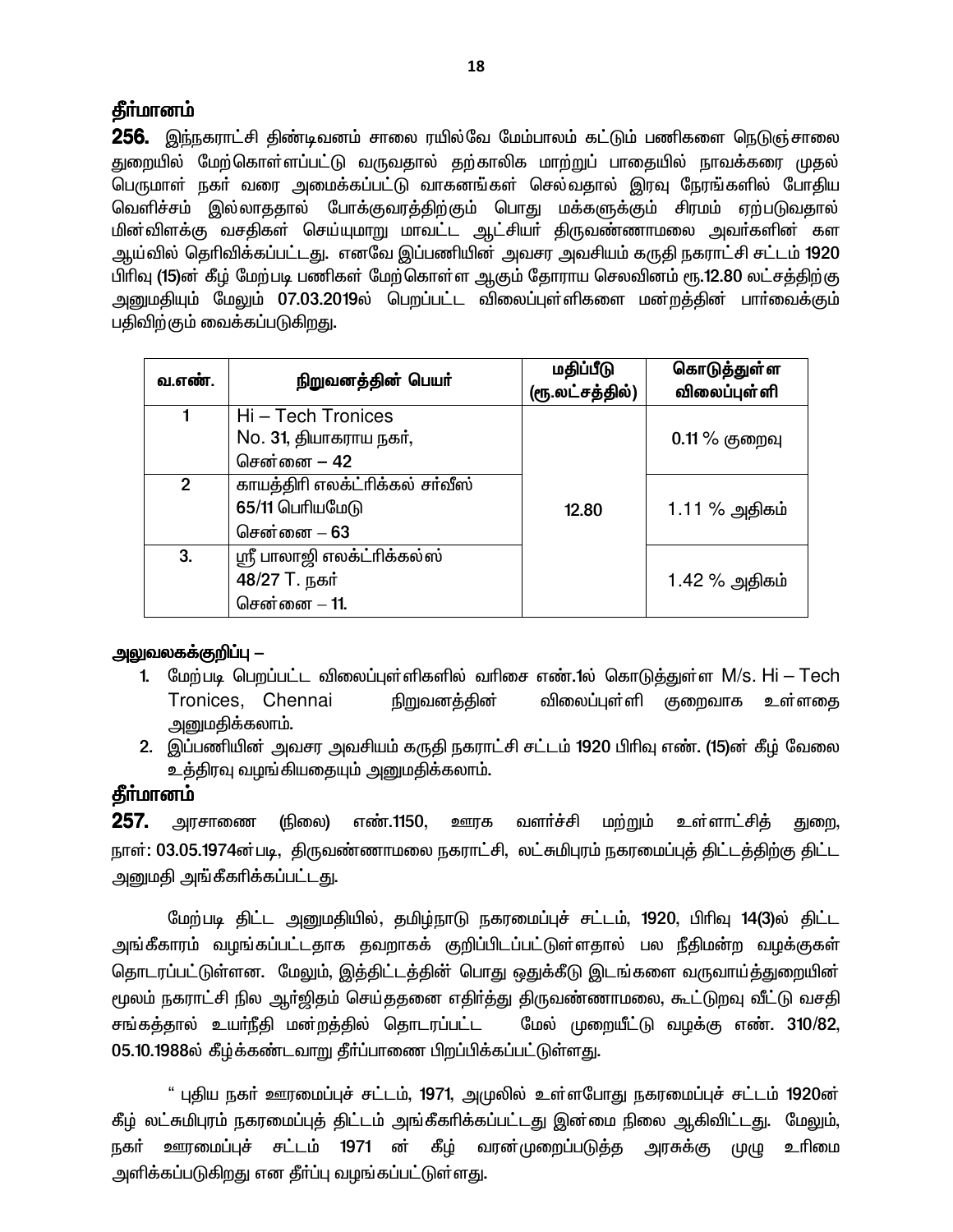**தீர்மானம்**

**256.** இந்நகராட்சி திண்டிவனம் சாலை ரயில்வே மேம்பாலம் கட்டும் பணிகளை நெடுஞ்சாலை துறையில் மேற்கொள்ளப்பட்டு வருவதால் தற்காலிக மாற்றுப் பாதையில் நாவக்கரை முதல் பெருமாள் நகர் வரை அமைக்கப்பட்டு வாகனங்கள் செல்வதால் இரவு நேரங்களில் போதிய வெளிச்சம் இல்லாததால் போக்குவரத்திற்கும் பொது மக்களுக்கும் சிரமம் ஏற்படுவதால் மின்விளக்கு வசதிகள் செய்யுமாறு மாவட்ட ஆட்சியர் திருவண்ணாமலை அவர்களின் கள ஆய்வில் தெரிவிக்கப்பட்டது. எனவே இப்பணியின் அவசர அவசியம் கருதி நகராட்சி சட்டம் 1920 பிரிவு (15)ன் கீழ் மேற்படி பணிகள் மேற்கொள்ள ஆகும் தோராய செலவினம் ரூ.12.80 லட்சத்திற்கு அனுமதியும் மேலும் 07.03.2019ல் பெறப்பட்ட விலைப்புள்ளிகளை மன்றத்தின் பார்வைக்கும் பதிவிற்கும் வைக்கப்படுகிறது.

| வ.எண். | நிறுவனத்தின் பெயர் | மதிப்பீடு (ரூ.லட்சத்தில்) | கொடுத்துள்ள விலைப்புள்ளி |
|---|---|---|---|
| 1 | Hi – Tech Tronices No. 31, தியாகராய நகர், சென்னை – 42 | 12.80 | 0.11 % குறைவு |
| 2 | காயத்திரி எலக்ட்ரிக்கல் சர்வீஸ் 65/11 பெரியமேடு சென்னை – 63 | | 1.11 % அதிகம் |
| 3. | ஸ்ரீ பாலாஜி எலக்ட்ரிக்கல்ஸ் 48/27 T. நகர் சென்னை – 11. | | 1.42 % அதிகம் |

**அலுவலகக்குறிப்பு –**

1. மேற்படி பெறப்பட்ட விலைப்புள்ளிகளில் வரிசை எண்.1ல் கொடுத்துள்ள M/s. Hi – Tech Tronices, Chennai நிறுவனத்தின் விலைப்புள்ளி குறைவாக உள்ளதை அனுமதிக்கலாம்.
2. இப்பணியின் அவசர அவசியம் கருதி நகராட்சி சட்டம் 1920 பிரிவு எண். (15)ன் கீழ் வேலை உத்திரவு வழங்கியதையும் அனுமதிக்கலாம்.

**தீர்மானம்**

**257.** அரசாணை (நிலை) எண்.1150, ஊரக வளர்ச்சி மற்றும் உள்ளாட்சித் துறை, நாள்: 03.05.1974ன்படி, திருவண்ணாமலை நகராட்சி, லட்சுமிபுரம் நகரமைப்புத் திட்டத்திற்கு திட்ட அனுமதி அங்கீகரிக்கப்பட்டது.

மேற்படி திட்ட அனுமதியில், தமிழ்நாடு நகரமைப்புச் சட்டம், 1920, பிரிவு 14(3)ல் திட்ட அங்கீகாரம் வழங்கப்பட்டதாக தவறாகக் குறிப்பிடப்பட்டுள்ளதால் பல நீதிமன்ற வழக்குகள் தொடரப்பட்டுள்ளன. மேலும், இத்திட்டத்தின் பொது ஒதுக்கீடு இடங்களை வருவாய்த்துறையின் மூலம் நகராட்சி நில ஆர்ஜிதம் செய்ததனை எதிர்த்து திருவண்ணாமலை, கூட்டுறவு வீட்டு வசதி சங்கத்தால் உயர்நீதி மன்றத்தில் தொடரப்பட்ட மேல் முறையீட்டு வழக்கு எண். 310/82, 05.10.1988ல் கீழ்க்கண்டவாறு தீர்ப்பாணை பிறப்பிக்கப்பட்டுள்ளது.

“ புதிய நகர் ஊரமைப்புச் சட்டம், 1971, அமுலில் உள்ளபோது நகரமைப்புச் சட்டம் 1920ன் கீழ் லட்சுமிபுரம் நகரமைப்புத் திட்டம் அங்கீகரிக்கப்பட்டது இன்மை நிலை ஆகிவிட்டது. மேலும், நகர் ஊரமைப்புச் சட்டம் 1971 ன் கீழ் வரன்முறைப்படுத்த அரசுக்கு முழு உரிமை அளிக்கப்படுகிறது என தீர்ப்பு வழங்கப்பட்டுள்ளது.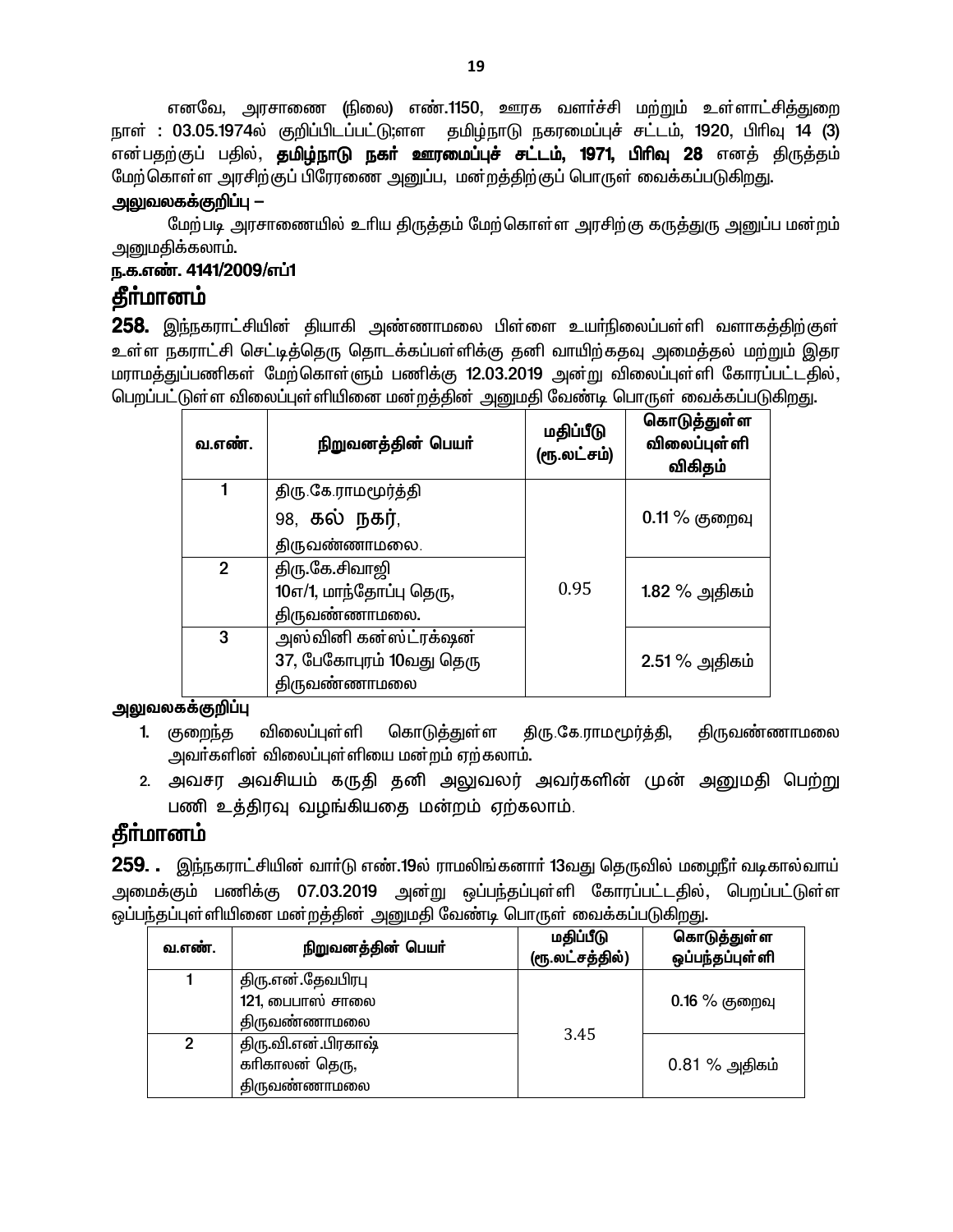எனவே, அரசாணை (நிலை) எண்.1150, ஊரக வளர்ச்சி மற்றும் உள்ளாட்சித்துறை நாள் : 03.05.1974ல் குறிப்பிடப்பட்டு;ள்ள தமிழ்நாடு நகரமைப்புச் சட்டம், 1920, பிரிவு 14 (3) என்பதற்குப் பதில், **தமிழ்நாடு நகர் ஊரமைப்புச் சட்டம், 1971, பிரிவு 28** எனத் திருத்தம் மேற்கொள்ள அரசிற்குப் பிரேரணை அனுப்ப, மன்றத்திற்குப் பொருள் வைக்கப்படுகிறது.

**அலுவலகக்குறிப்பு –**

மேற்படி அரசாணையில் உரிய திருத்தம் மேற்கொள்ள அரசிற்கு கருத்துரு அனுப்ப மன்றம் அனுமதிக்கலாம்.

**ந.க.எண். 4141/2009/எப்1**

## தீர்மானம்

**258.** இந்நகராட்சியின் தியாகி அண்ணாமலை பிள்ளை உயர்நிலைப்பள்ளி வளாகத்திற்குள் உள்ள நகராட்சி செட்டித்தெரு தொடக்கப்பள்ளிக்கு தனி வாயிற்கதவு அமைத்தல் மற்றும் இதர மராமத்துப்பணிகள் மேற்கொள்ளும் பணிக்கு 12.03.2019 அன்று விலைப்புள்ளி கோரப்பட்டதில், பெறப்பட்டுள்ள விலைப்புள்ளியினை மன்றத்தின் அனுமதி வேண்டி பொருள் வைக்கப்படுகிறது.

| வ.எண். | நிறுவனத்தின் பெயர் | மதிப்பீடு (ரூ.லட்சம்) | கொடுத்துள்ள விலைப்புள்ளி விகிதம் |
|---|---|---|---|
| 1 | திரு.கே.ராமமூர்த்தி<br>98, கல் நகர்,<br>திருவண்ணாமலை. | 0.95 | 0.11 % குறைவு |
| 2 | திரு.கே.சிவாஜி<br>10எ/1, மாந்தோப்பு தெரு,<br>திருவண்ணாமலை. | | 1.82 % அதிகம் |
| 3 | அஸ்வினி கன்ஸ்ட்ரக்ஷன்<br>37, பேகோபுரம் 10வது தெரு<br>திருவண்ணாமலை | | 2.51 % அதிகம் |

**அலுவலகக்குறிப்பு**

1. குறைந்த விலைப்புள்ளி கொடுத்துள்ள திரு.கே.ராமமூர்த்தி, திருவண்ணாமலை அவர்களின் விலைப்புள்ளியை மன்றம் ஏற்கலாம்.
2. அவசர அவசியம் கருதி தனி அலுவலர் அவர்களின் முன் அனுமதி பெற்று பணி உத்திரவு வழங்கியதை மன்றம் ஏற்கலாம்.

## தீர்மானம்

**259. .** இந்நகராட்சியின் வார்டு எண்.19ல் ராமலிங்கனார் 13வது தெருவில் மழைநீர் வடிகால்வாய் அமைக்கும் பணிக்கு 07.03.2019 அன்று ஒப்பந்தப்புள்ளி கோரப்பட்டதில், பெறப்பட்டுள்ள ஒப்பந்தப்புள்ளியினை மன்றத்தின் அனுமதி வேண்டி பொருள் வைக்கப்படுகிறது.

| வ.எண். | நிறுவனத்தின் பெயர் | மதிப்பீடு (ரூ.லட்சத்தில்) | கொடுத்துள்ள ஒப்பந்தப்புள்ளி |
|---|---|---|---|
| 1 | திரு.என்.தேவபிரபு<br>121, பைபாஸ் சாலை<br>திருவண்ணாமலை | 3.45 | 0.16 % குறைவு |
| 2 | திரு.வி.என்.பிரகாஷ்<br>கரிகாலன் தெரு,<br>திருவண்ணாமலை | | 0.81 % அதிகம் |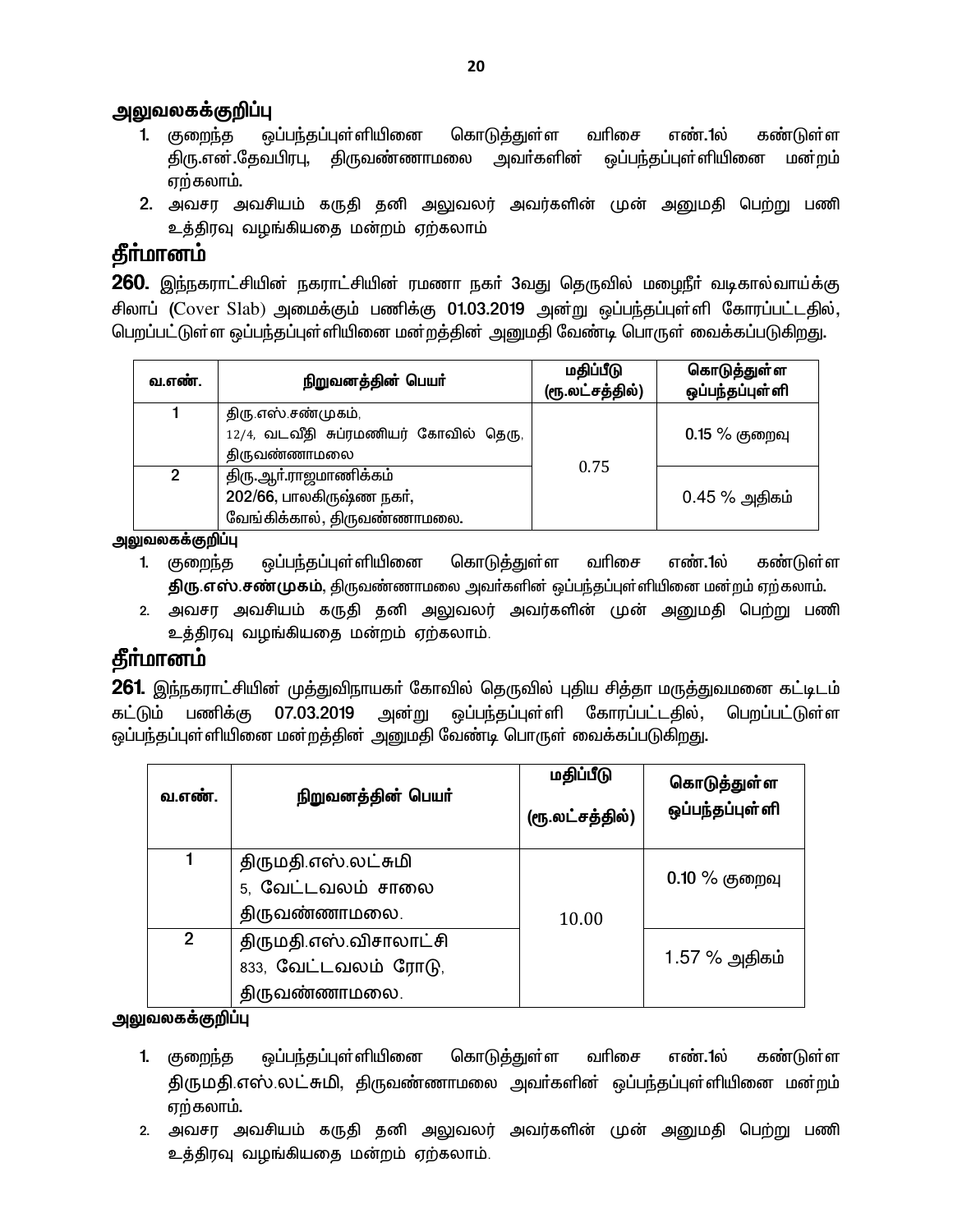## அலுவலகக்குறிப்பு

1. குறைந்த ஒப்பந்தப்புள்ளியினை கொடுத்துள்ள வரிசை எண்.1ல் கண்டுள்ள திரு.என்.தேவபிரபு, திருவண்ணாமலை அவர்களின் ஒப்பந்தப்புள்ளியினை மன்றம் ஏற்கலாம்.
2. அவசர அவசியம் கருதி தனி அலுவலர் அவர்களின் முன் அனுமதி பெற்று பணி உத்திரவு வழங்கியதை மன்றம் ஏற்கலாம்

# தீர்மானம்

**260.** இந்நகராட்சியின் நகராட்சியின் ரமணா நகர் 3வது தெருவில் மழைநீர் வடிகால்வாய்க்கு சிலாப் (Cover Slab) அமைக்கும் பணிக்கு 01.03.2019 அன்று ஒப்பந்தப்புள்ளி கோரப்பட்டதில், பெறப்பட்டுள்ள ஒப்பந்தப்புள்ளியினை மன்றத்தின் அனுமதி வேண்டி பொருள் வைக்கப்படுகிறது.

| வ.எண். | நிறுவனத்தின் பெயர் | மதிப்பீடு (ரூ.லட்சத்தில்) | கொடுத்துள்ள ஒப்பந்தப்புள்ளி |
|---|---|---|---|
| 1 | திரு.எஸ்.சண்முகம், 12/4, வடவீதி சுப்ரமணியர் கோவில் தெரு, திருவண்ணாமலை | 0.75 | 0.15 % குறைவு |
| 2 | திரு.ஆர்.ராஜமாணிக்கம் 202/66, பாலகிருஷ்ண நகர், வேங்கிக்கால், திருவண்ணாமலை. | | 0.45 % அதிகம் |

**அலுவலகக்குறிப்பு**

1. குறைந்த ஒப்பந்தப்புள்ளியினை கொடுத்துள்ள வரிசை எண்.1ல் கண்டுள்ள **திரு.எஸ்.சண்முகம்**, திருவண்ணாமலை அவர்களின் ஒப்பந்தப்புள்ளியினை மன்றம் ஏற்கலாம்.
2. அவசர அவசியம் கருதி தனி அலுவலர் அவர்களின் முன் அனுமதி பெற்று பணி உத்திரவு வழங்கியதை மன்றம் ஏற்கலாம்.

# தீர்மானம்

**261.** இந்நகராட்சியின் முத்துவிநாயகர் கோவில் தெருவில் புதிய சித்தா மருத்துவமனை கட்டிடம் கட்டும் பணிக்கு 07.03.2019 அன்று ஒப்பந்தப்புள்ளி கோரப்பட்டதில், பெறப்பட்டுள்ள ஒப்பந்தப்புள்ளியினை மன்றத்தின் அனுமதி வேண்டி பொருள் வைக்கப்படுகிறது.

| வ.எண். | நிறுவனத்தின் பெயர் | மதிப்பீடு (ரூ.லட்சத்தில்) | கொடுத்துள்ள ஒப்பந்தப்புள்ளி |
|---|---|---|---|
| 1 | திருமதி.எஸ்.லட்சுமி 5, வேட்டவலம் சாலை திருவண்ணாமலை. | 10.00 | 0.10 % குறைவு |
| 2 | திருமதி.எஸ்.விசாலாட்சி 833, வேட்டவலம் ரோடு, திருவண்ணாமலை. | | 1.57 % அதிகம் |

**அலுவலகக்குறிப்பு**

1. குறைந்த ஒப்பந்தப்புள்ளியினை கொடுத்துள்ள வரிசை எண்.1ல் கண்டுள்ள திருமதி.எஸ்.லட்சுமி, திருவண்ணாமலை அவர்களின் ஒப்பந்தப்புள்ளியினை மன்றம் ஏற்கலாம்.
2. அவசர அவசியம் கருதி தனி அலுவலர் அவர்களின் முன் அனுமதி பெற்று பணி உத்திரவு வழங்கியதை மன்றம் ஏற்கலாம்.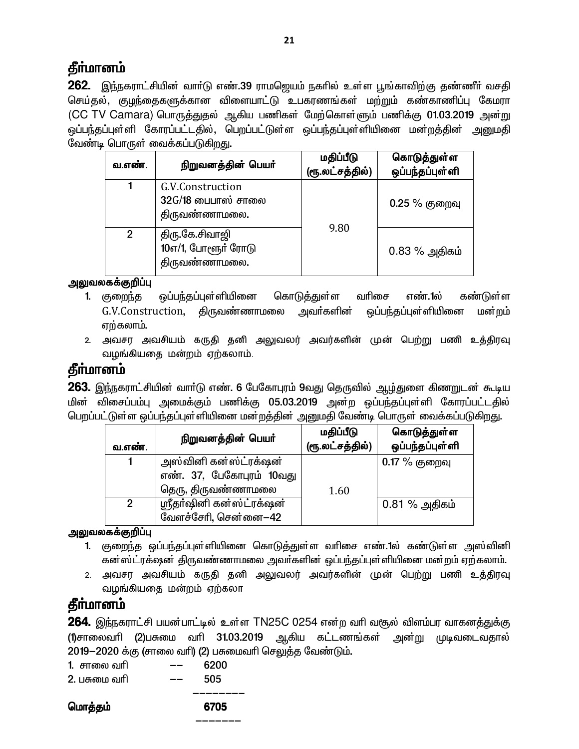## தீர்மானம்

**262.** இந்நகராட்சியின் வார்டு எண்.39 ராமஜெயம் நகரில் உள்ள பூங்காவிற்கு தண்ணீர் வசதி செய்தல், குழந்தைகளுக்கான விளையாட்டு உபகரணங்கள் மற்றும் கண்காணிப்பு கேமரா (CC TV Camara) பொருத்துதல் ஆகிய பணிகள் மேற்கொள்ளும் பணிக்கு 01.03.2019 அன்று ஒப்பந்தப்புள்ளி கோரப்பட்டதில், பெறப்பட்டுள்ள ஒப்பந்தப்புள்ளியினை மன்றத்தின் அனுமதி வேண்டி பொருள் வைக்கப்படுகிறது.

| வ.எண். | நிறுவனத்தின் பெயர் | மதிப்பீடு (ரூ.லட்சத்தில்) | கொடுத்துள்ள ஒப்பந்தப்புள்ளி |
|---|---|---|---|
| 1 | G.V.Construction 32G/18 பைபாஸ் சாலை திருவண்ணாமலை. | 9.80 | 0.25 % குறைவு |
| 2 | திரு.கே.சிவாஜி 10எ/1, போளூர் ரோடு திருவண்ணாமலை. | | 0.83 % அதிகம் |

**அலுவலகக்குறிப்பு**

1. குறைந்த ஒப்பந்தப்புள்ளியினை கொடுத்துள்ள வரிசை எண்.1ல் கண்டுள்ள G.V.Construction, திருவண்ணாமலை அவர்களின் ஒப்பந்தப்புள்ளியினை மன்றம் ஏற்கலாம்.
2. அவசர அவசியம் கருதி தனி அலுவலர் அவர்களின் முன் பெற்று பணி உத்திரவு வழங்கியதை மன்றம் ஏற்கலாம்.

## தீர்மானம்

**263.** இந்நகராட்சியின் வார்டு எண். 6 பேகோபுரம் 9வது தெருவில் ஆழ்துளை கிணறுடன் கூடிய மின் விசைப்பம்பு அமைக்கும் பணிக்கு 05.03.2019 அன்ற ஒப்பந்தப்புள்ளி கோரப்பட்டதில் பெறப்பட்டுள்ள ஒப்பந்தப்புள்ளியினை மன்றத்தின் அனுமதி வேண்டி பொருள் வைக்கப்படுகிறது.

| வ.எண். | நிறுவனத்தின் பெயர் | மதிப்பீடு (ரூ.லட்சத்தில்) | கொடுத்துள்ள ஒப்பந்தப்புள்ளி |
|---|---|---|---|
| 1 | அஸ்வினி கன்ஸ்ட்ரக்ஷன் எண். 37, பேகோபுரம் 10வது தெரு, திருவண்ணாமலை | 1.60 | 0.17 % குறைவு |
| 2 | ஸ்ரீதர்ஷினி கன்ஸ்ட்ரக்ஷன் வேளச்சேரி, சென்னை–42 | | 0.81 % அதிகம் |

**அலுவலகக்குறிப்பு**

1. குறைந்த ஒப்பந்தப்புள்ளியினை கொடுத்துள்ள வரிசை எண்.1ல் கண்டுள்ள அஸ்வினி கன்ஸ்ட்ரக்ஷன் திருவண்ணாமலை அவர்களின் ஒப்பந்தப்புள்ளியினை மன்றம் ஏற்கலாம்.
2. அவசர அவசியம் கருதி தனி அலுவலர் அவர்களின் முன் பெற்று பணி உத்திரவு வழங்கியதை மன்றம் ஏற்கலா

## தீர்மானம்

**264.** இந்நகராட்சி பயன்பாட்டில் உள்ள TN25C 0254 என்ற வரி வசூல் விளம்பர வாகனத்துக்கு (1)சாலைவரி (2)பசுமை வரி 31.03.2019 ஆகிய கட்டணங்கள் அன்று முடிவடைவதால் 2019–2020 க்கு (சாலை வரி) (2) பசுமைவரி செலுத்த வேண்டும்.

1. சாலை வரி –– 6200
2. பசுமை வரி –– 505

––––––––

**மொத்தம் 6705**

–––––––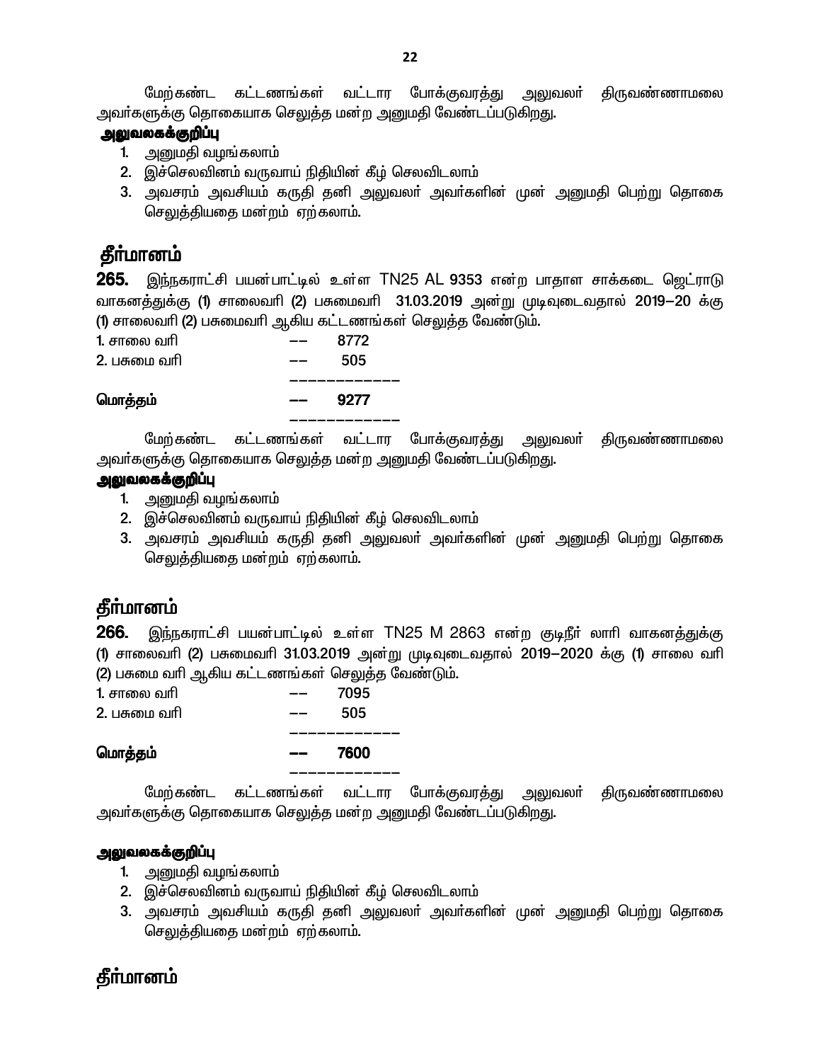மேற்கண்ட கட்டணங்கள் வட்டார போக்குவரத்து அலுவலர் திருவண்ணாமலை அவர்களுக்கு தொகையாக செலுத்த மன்ற அனுமதி வேண்டப்படுகிறது.

**அலுவலகக்குறிப்பு**

1. அனுமதி வழங்கலாம்
2. இச்செலவினம் வருவாய் நிதியின் கீழ் செலவிடலாம்
3. அவசரம் அவசியம் கருதி தனி அலுவலர் அவர்களின் முன் அனுமதி பெற்று தொகை செலுத்தியதை மன்றம் ஏற்கலாம்.

## தீர்மானம்

**265.** இந்நகராட்சி பயன்பாட்டில் உள்ள TN25 AL 9353 என்ற பாதாள சாக்கடை ஜெட்ராடு வாகனத்துக்கு (1) சாலைவரி (2) பசுமைவரி 31.03.2019 அன்று முடிவுடைவதால் 2019–20 க்கு (1) சாலைவரி (2) பசுமைவரி ஆகிய கட்டணங்கள் செலுத்த வேண்டும்.

| | | |
|---|---|---|
| 1. சாலை வரி | –– | 8772 |
| 2. பசுமை வரி | –– | 505 |
| **மொத்தம்** | **––** | **9277** |

மேற்கண்ட கட்டணங்கள் வட்டார போக்குவரத்து அலுவலர் திருவண்ணாமலை அவர்களுக்கு தொகையாக செலுத்த மன்ற அனுமதி வேண்டப்படுகிறது.

**அலுவலகக்குறிப்பு**

1. அனுமதி வழங்கலாம்
2. இச்செலவினம் வருவாய் நிதியின் கீழ் செலவிடலாம்
3. அவசரம் அவசியம் கருதி தனி அலுவலர் அவர்களின் முன் அனுமதி பெற்று தொகை செலுத்தியதை மன்றம் ஏற்கலாம்.

## தீர்மானம்

**266.** இந்நகராட்சி பயன்பாட்டில் உள்ள TN25 M 2863 என்ற குடிநீர் லாரி வாகனத்துக்கு (1) சாலைவரி (2) பசுமைவரி 31.03.2019 அன்று முடிவுடைவதால் 2019–2020 க்கு (1) சாலை வரி (2) பசுமை வரி ஆகிய கட்டணங்கள் செலுத்த வேண்டும்.

| | | |
|---|---|---|
| 1. சாலை வரி | –– | 7095 |
| 2. பசுமை வரி | –– | 505 |
| **மொத்தம்** | **––** | **7600** |

மேற்கண்ட கட்டணங்கள் வட்டார போக்குவரத்து அலுவலர் திருவண்ணாமலை அவர்களுக்கு தொகையாக செலுத்த மன்ற அனுமதி வேண்டப்படுகிறது.

**அலுவலகக்குறிப்பு**

1. அனுமதி வழங்கலாம்
2. இச்செலவினம் வருவாய் நிதியின் கீழ் செலவிடலாம்
3. அவசரம் அவசியம் கருதி தனி அலுவலர் அவர்களின் முன் அனுமதி பெற்று தொகை செலுத்தியதை மன்றம் ஏற்கலாம்.

## தீர்மானம்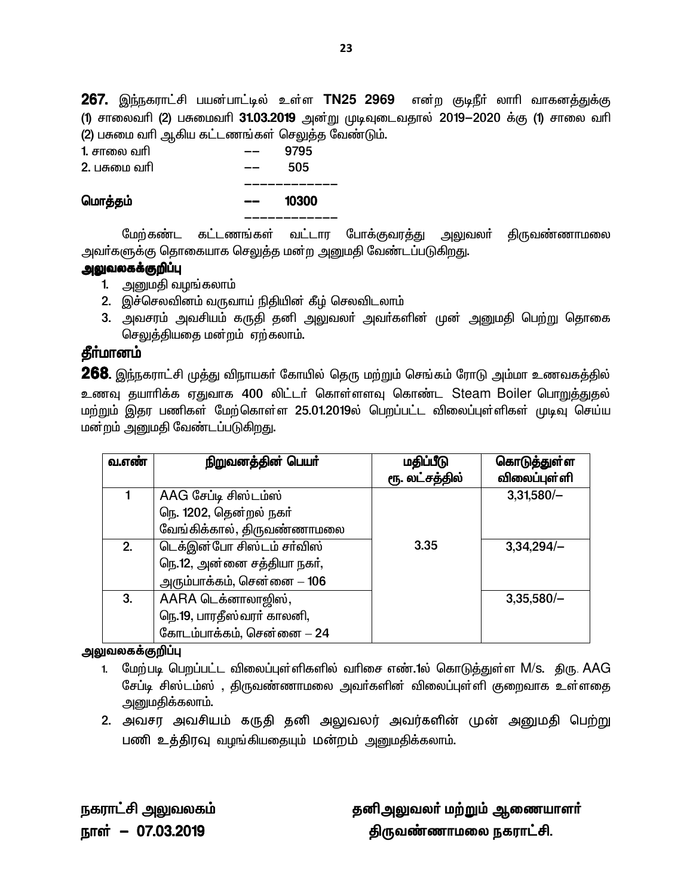**267.** இந்நகராட்சி பயன்பாட்டில் உள்ள **TN25 2969** என்ற குடிநீர் லாரி வாகனத்துக்கு **(1)** சாலைவரி **(2)** பசுமைவரி **31.03.2019** அன்று முடிவுடைவதால் 2019–2020 க்கு **(1)** சாலை வரி **(2)** பசுமை வரி ஆகிய கட்டணங்கள் செலுத்த வேண்டும்.

| | | |
|---|---|---|
| 1. சாலை வரி | -- | 9795 |
| 2. பசுமை வரி | -- | 505 |
| **மொத்தம்** | **--** | **10300** |

மேற்கண்ட கட்டணங்கள் வட்டார போக்குவரத்து அலுவலர் திருவண்ணாமலை அவர்களுக்கு தொகையாக செலுத்த மன்ற அனுமதி வேண்டப்படுகிறது.

**அலுவலகக்குறிப்பு**

1. அனுமதி வழங்கலாம்
2. இச்செலவினம் வருவாய் நிதியின் கீழ் செலவிடலாம்
3. அவசரம் அவசியம் கருதி தனி அலுவலர் அவர்களின் முன் அனுமதி பெற்று தொகை செலுத்தியதை மன்றம் ஏற்கலாம்.

**தீர்மானம்**

**268.** இந்நகராட்சி முத்து விநாயகர் கோயில் தெரு மற்றும் செங்கம் ரோடு அம்மா உணவகத்தில் உணவு தயாரிக்க ஏதுவாக 400 லிட்டர் கொள்ளளவு கொண்ட Steam Boiler பொறுத்துதல் மற்றும் இதர பணிகள் மேற்கொள்ள 25.01.2019ல் பெறப்பட்ட விலைப்புள்ளிகள் முடிவு செய்ய மன்றம் அனுமதி வேண்டப்படுகிறது.

| வ.எண் | நிறுவனத்தின் பெயர் | மதிப்பீடு ரூ. லட்சத்தில் | கொடுத்துள்ள விலைப்புள்ளி |
|---|---|---|---|
| 1 | AAG சேப்டி சிஸ்டம்ஸ் நெ. 1202, தென்றல் நகர் வேங்கிக்கால், திருவண்ணாமலை | | 3,31,580/– |
| 2. | டெக்இன்போ சிஸ்டம் சர்வீஸ் நெ.12, அன்னை சத்தியா நகர், அரும்பாக்கம், சென்னை – 106 | 3.35 | 3,34,294/– |
| 3. | AARA டெக்னாலாஜிஸ், நெ.19, பாரதீஸ்வரர் காலனி, கோடம்பாக்கம், சென்னை – 24 | | 3,35,580/– |

**அலுவலகக்குறிப்பு**

1. மேற்படி பெறப்பட்ட விலைப்புள்ளிகளில் வரிசை எண்.1ல் கொடுத்துள்ள M/s. திரு. AAG சேப்டி சிஸ்டம்ஸ் , திருவண்ணாமலை அவர்களின் விலைப்புள்ளி குறைவாக உள்ளதை அனுமதிக்கலாம்.
2. அவசர அவசியம் கருதி தனி அலுவலர் அவர்களின் முன் அனுமதி பெற்று பணி உத்திரவு வழங்கியதையும் மன்றம் அனுமதிக்கலாம்.

**நகராட்சி அலுவலகம்**
**நாள் – 07.03.2019**

**தனிஅலுவலர் மற்றும் ஆணையாளர்**
**திருவண்ணாமலை நகராட்சி.**